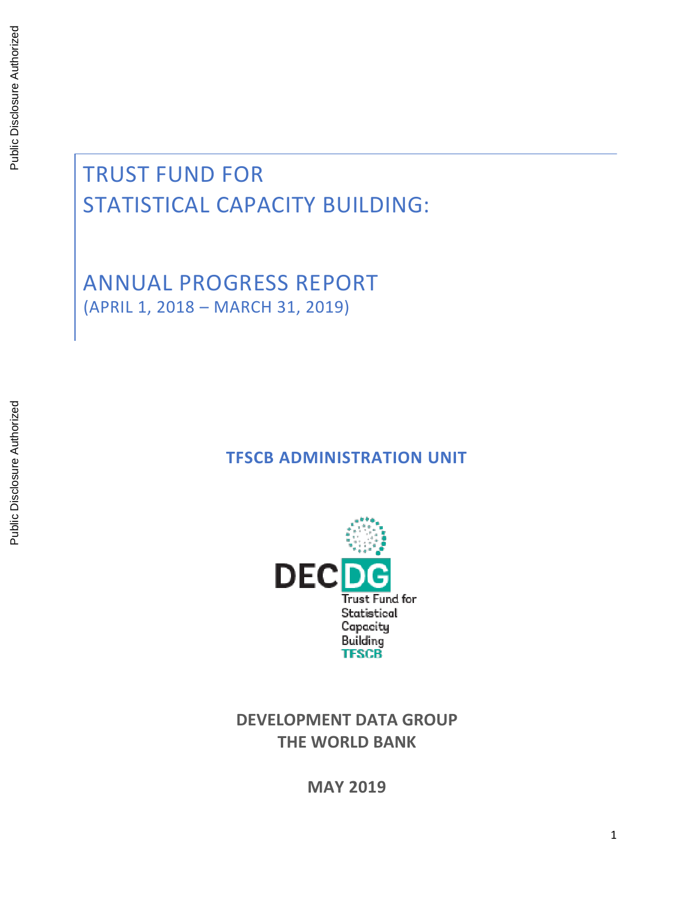# TRUST FUND FOR STATISTICAL CAPACITY BUILDING:

## ANNUAL PROGRESS REPORT

(APRIL 1, 2018 – MARCH 31, 2019)

**TFSCB ADMINISTRATION UNIT**

DECDG
Trust Fund for Statistical Capacity Building
TFSCB

**DEVELOPMENT DATA GROUP**
**THE WORLD BANK**

**MAY 2019**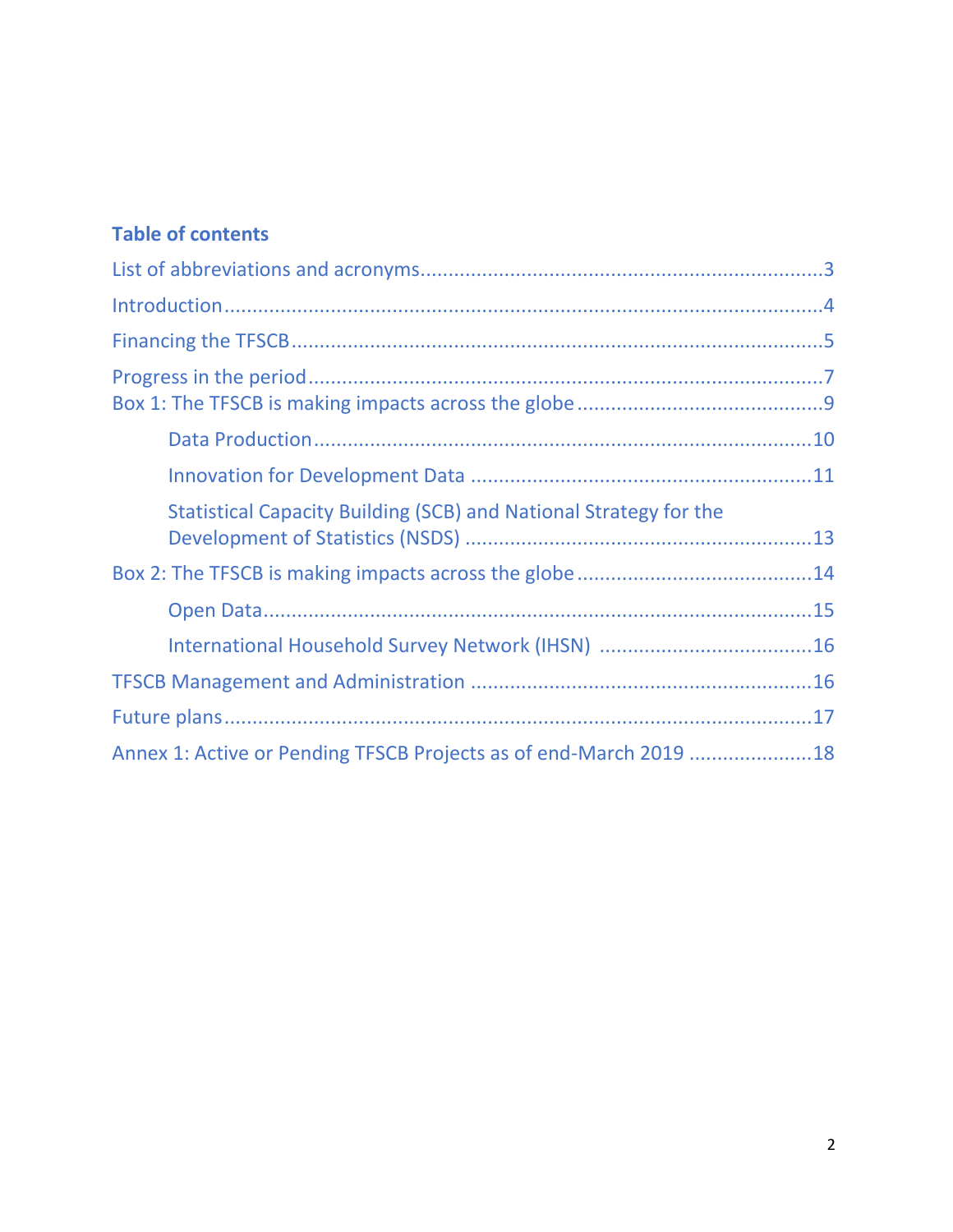## Table of contents

List of abbreviations and acronyms......................................................................3

Introduction..........................................................................................................4

Financing the TFSCB............................................................................................5

Progress in the period...........................................................................................7

Box 1: The TFSCB is making impacts across the globe...........................................9

- Data Production........................................................................................10
- Innovation for Development Data ...........................................................11
- Statistical Capacity Building (SCB) and National Strategy for the Development of Statistics (NSDS) ............................................................13

Box 2: The TFSCB is making impacts across the globe.........................................14

- Open Data.................................................................................................15
- International Household Survey Network (IHSN) .....................................16

TFSCB Management and Administration ...........................................................16

Future plans........................................................................................................17

Annex 1: Active or Pending TFSCB Projects as of end-March 2019 .....................18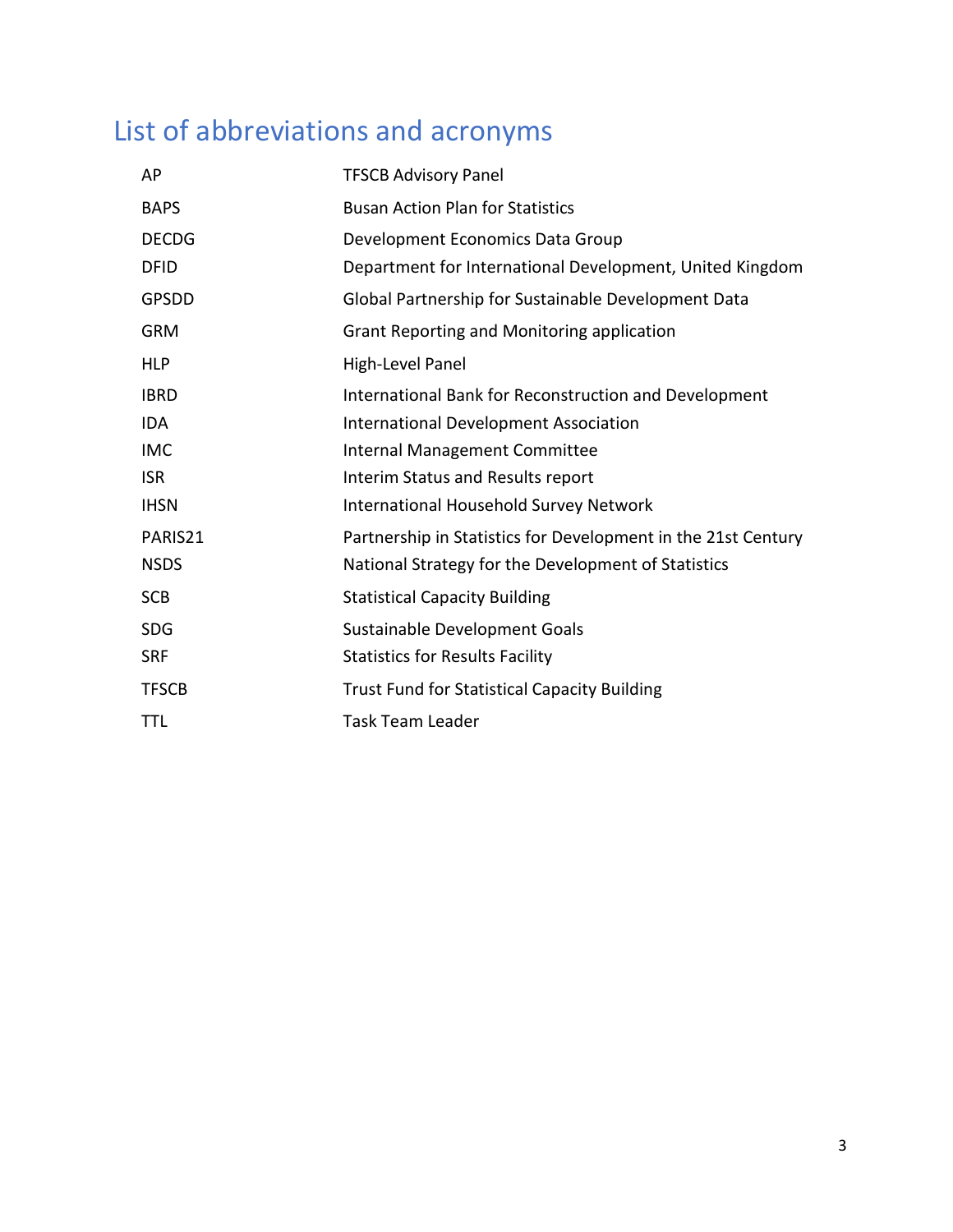# List of abbreviations and acronyms

| | |
|---|---|
| AP | TFSCB Advisory Panel |
| BAPS | Busan Action Plan for Statistics |
| DECDG | Development Economics Data Group |
| DFID | Department for International Development, United Kingdom |
| GPSDD | Global Partnership for Sustainable Development Data |
| GRM | Grant Reporting and Monitoring application |
| HLP | High-Level Panel |
| IBRD | International Bank for Reconstruction and Development |
| IDA | International Development Association |
| IMC | Internal Management Committee |
| ISR | Interim Status and Results report |
| IHSN | International Household Survey Network |
| PARIS21 | Partnership in Statistics for Development in the 21st Century |
| NSDS | National Strategy for the Development of Statistics |
| SCB | Statistical Capacity Building |
| SDG | Sustainable Development Goals |
| SRF | Statistics for Results Facility |
| TFSCB | Trust Fund for Statistical Capacity Building |
| TTL | Task Team Leader |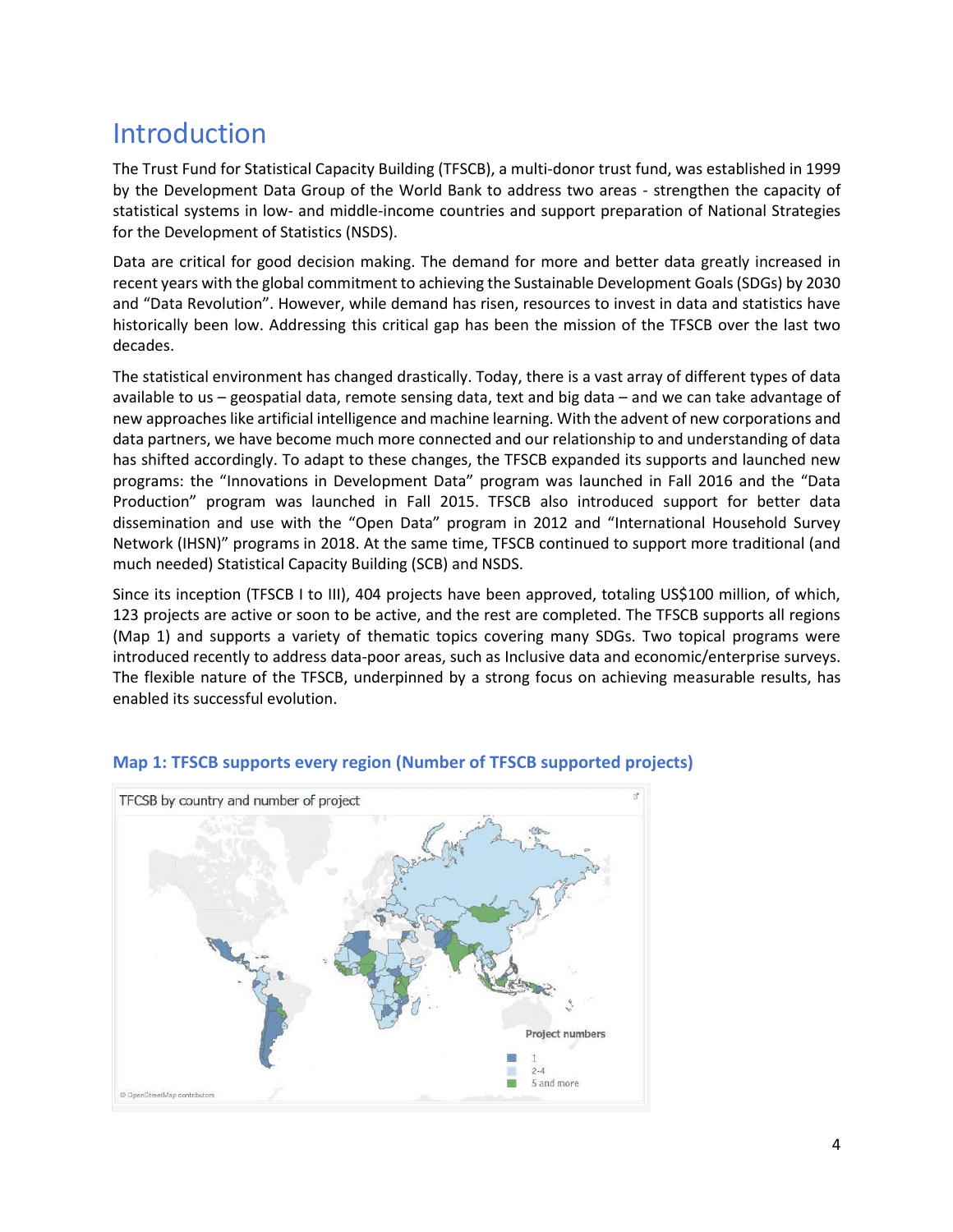# Introduction

The Trust Fund for Statistical Capacity Building (TFSCB), a multi-donor trust fund, was established in 1999 by the Development Data Group of the World Bank to address two areas - strengthen the capacity of statistical systems in low- and middle-income countries and support preparation of National Strategies for the Development of Statistics (NSDS).

Data are critical for good decision making. The demand for more and better data greatly increased in recent years with the global commitment to achieving the Sustainable Development Goals (SDGs) by 2030 and "Data Revolution". However, while demand has risen, resources to invest in data and statistics have historically been low. Addressing this critical gap has been the mission of the TFSCB over the last two decades.

The statistical environment has changed drastically. Today, there is a vast array of different types of data available to us – geospatial data, remote sensing data, text and big data – and we can take advantage of new approaches like artificial intelligence and machine learning. With the advent of new corporations and data partners, we have become much more connected and our relationship to and understanding of data has shifted accordingly. To adapt to these changes, the TFSCB expanded its supports and launched new programs: the "Innovations in Development Data" program was launched in Fall 2016 and the "Data Production" program was launched in Fall 2015. TFSCB also introduced support for better data dissemination and use with the "Open Data" program in 2012 and "International Household Survey Network (IHSN)" programs in 2018. At the same time, TFSCB continued to support more traditional (and much needed) Statistical Capacity Building (SCB) and NSDS.

Since its inception (TFSCB I to III), 404 projects have been approved, totaling US$100 million, of which, 123 projects are active or soon to be active, and the rest are completed. The TFSCB supports all regions (Map 1) and supports a variety of thematic topics covering many SDGs. Two topical programs were introduced recently to address data-poor areas, such as Inclusive data and economic/enterprise surveys. The flexible nature of the TFSCB, underpinned by a strong focus on achieving measurable results, has enabled its successful evolution.

**Map 1: TFSCB supports every region (Number of TFSCB supported projects)**

TFCSB by country and number of project

Project numbers
- 1
- 2-4
- 5 and more

© OpenStreetMap contributors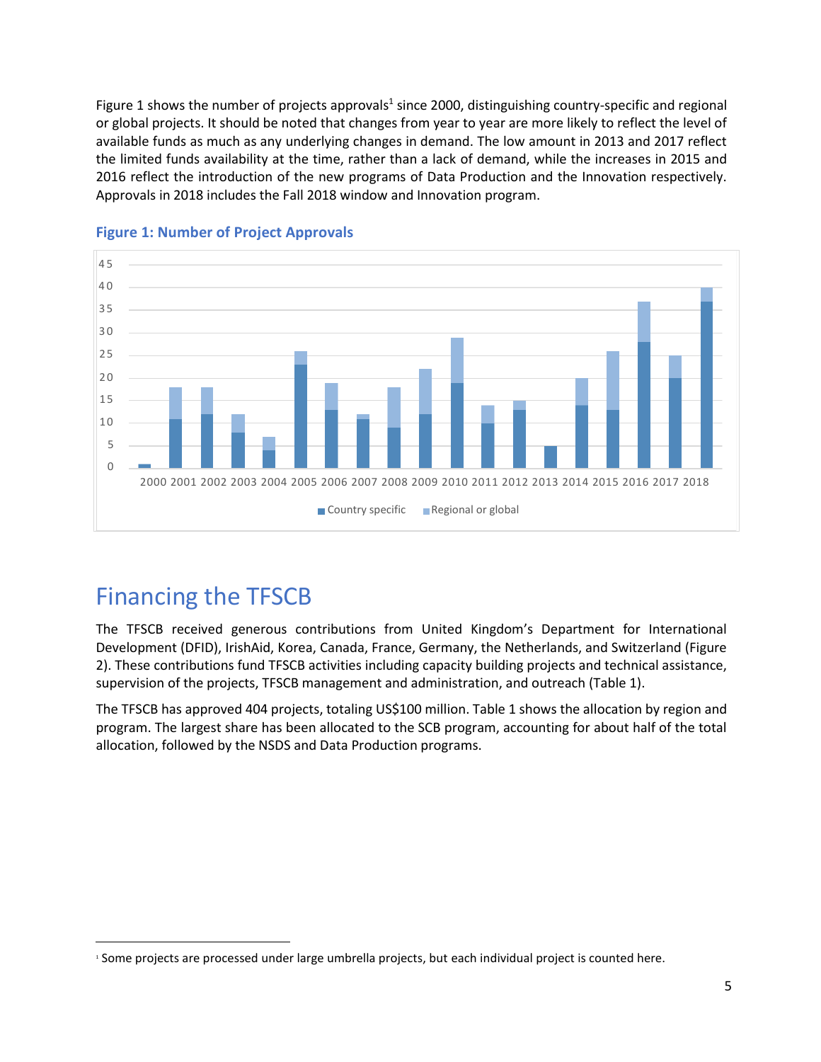Figure 1 shows the number of projects approvals[1] since 2000, distinguishing country-specific and regional or global projects. It should be noted that changes from year to year are more likely to reflect the level of available funds as much as any underlying changes in demand. The low amount in 2013 and 2017 reflect the limited funds availability at the time, rather than a lack of demand, while the increases in 2015 and 2016 reflect the introduction of the new programs of Data Production and the Innovation respectively. Approvals in 2018 includes the Fall 2018 window and Innovation program.

**Figure 1: Number of Project Approvals**

# Financing the TFSCB

The TFSCB received generous contributions from United Kingdom's Department for International Development (DFID), IrishAid, Korea, Canada, France, Germany, the Netherlands, and Switzerland (Figure 2). These contributions fund TFSCB activities including capacity building projects and technical assistance, supervision of the projects, TFSCB management and administration, and outreach (Table 1).

The TFSCB has approved 404 projects, totaling US$100 million. Table 1 shows the allocation by region and program. The largest share has been allocated to the SCB program, accounting for about half of the total allocation, followed by the NSDS and Data Production programs.

[1] Some projects are processed under large umbrella projects, but each individual project is counted here.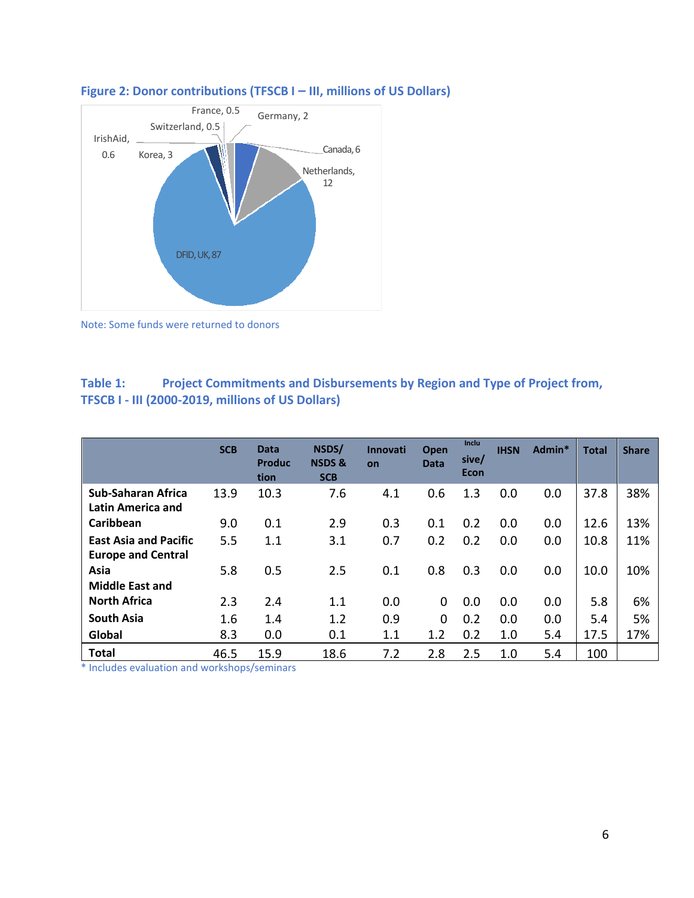**Figure 2: Donor contributions (TFSCB I – III, millions of US Dollars)**

Note: Some funds were returned to donors

**Table 1: Project Commitments and Disbursements by Region and Type of Project from, TFSCB I - III (2000-2019, millions of US Dollars)**

| | SCB | Data Production | NSDS/ NSDS & SCB | Innovation | Open Data | Inclusive/ Econ | IHSN | Admin* | Total | Share |
|---|---|---|---|---|---|---|---|---|---|---|
| **Sub-Saharan Africa** | 13.9 | 10.3 | 7.6 | 4.1 | 0.6 | 1.3 | 0.0 | 0.0 | 37.8 | 38% |
| **Latin America and Caribbean** | 9.0 | 0.1 | 2.9 | 0.3 | 0.1 | 0.2 | 0.0 | 0.0 | 12.6 | 13% |
| **East Asia and Pacific** | 5.5 | 1.1 | 3.1 | 0.7 | 0.2 | 0.2 | 0.0 | 0.0 | 10.8 | 11% |
| **Europe and Central Asia** | 5.8 | 0.5 | 2.5 | 0.1 | 0.8 | 0.3 | 0.0 | 0.0 | 10.0 | 10% |
| **Middle East and North Africa** | 2.3 | 2.4 | 1.1 | 0.0 | 0 | 0.0 | 0.0 | 0.0 | 5.8 | 6% |
| **South Asia** | 1.6 | 1.4 | 1.2 | 0.9 | 0 | 0.2 | 0.0 | 0.0 | 5.4 | 5% |
| **Global** | 8.3 | 0.0 | 0.1 | 1.1 | 1.2 | 0.2 | 1.0 | 5.4 | 17.5 | 17% |
| **Total** | 46.5 | 15.9 | 18.6 | 7.2 | 2.8 | 2.5 | 1.0 | 5.4 | 100 | |

* Includes evaluation and workshops/seminars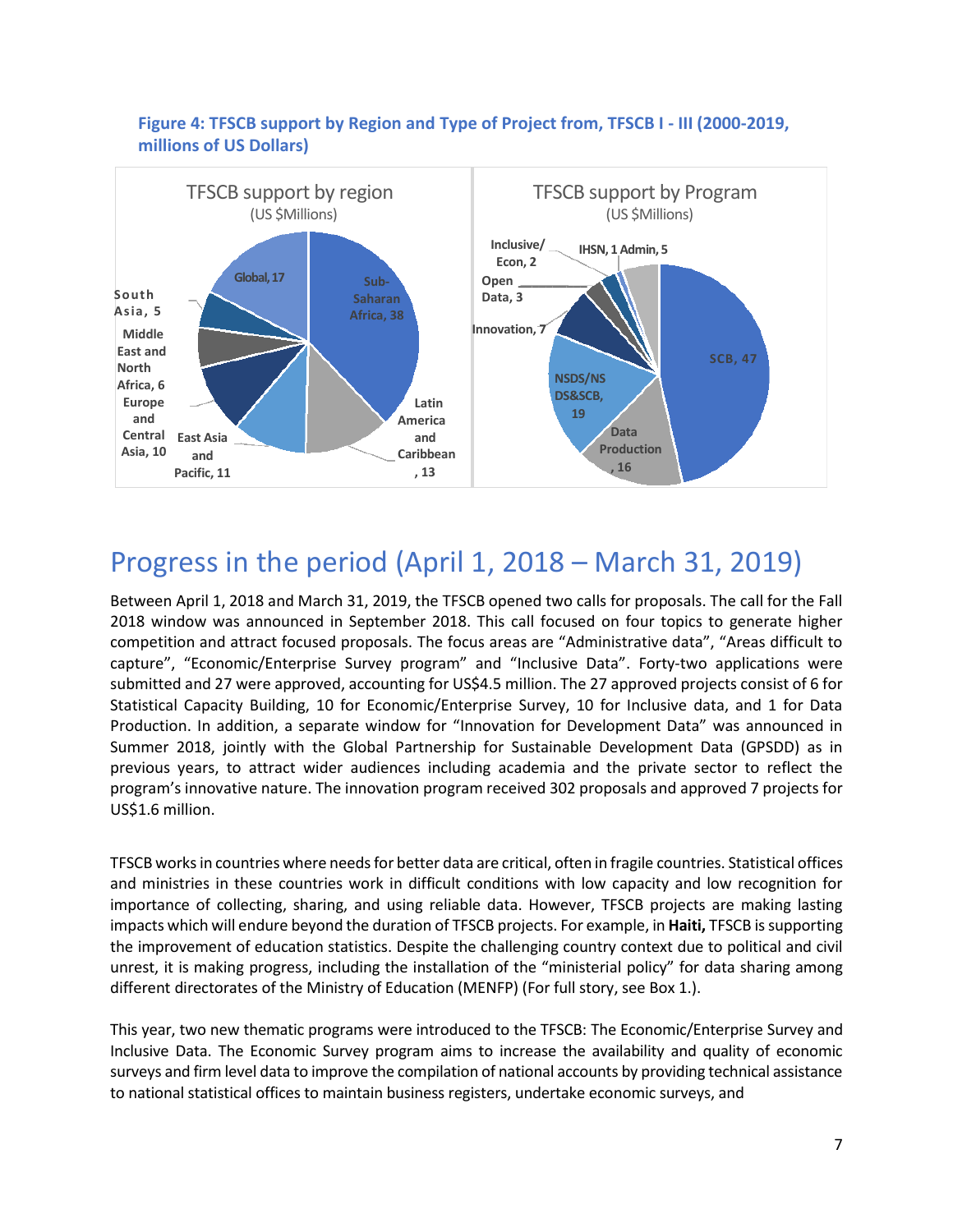**Figure 4: TFSCB support by Region and Type of Project from, TFSCB I - III (2000-2019, millions of US Dollars)**

TFSCB support by region (US $Millions)

- Sub-Saharan Africa, 38
- Latin America and Caribbean, 13
- East Asia and Pacific, 11
- Europe and Central Asia, 10
- Middle East and North Africa, 6
- South Asia, 5
- Global, 17

TFSCB support by Program (US $Millions)

- SCB, 47
- Data Production, 16
- NSDS/NSDS&SCB, 19
- Innovation, 7
- Open Data, 3
- Inclusive/Econ, 2
- IHSN, 1
- Admin, 5

# Progress in the period (April 1, 2018 – March 31, 2019)

Between April 1, 2018 and March 31, 2019, the TFSCB opened two calls for proposals. The call for the Fall 2018 window was announced in September 2018. This call focused on four topics to generate higher competition and attract focused proposals. The focus areas are "Administrative data", "Areas difficult to capture", "Economic/Enterprise Survey program" and "Inclusive Data". Forty-two applications were submitted and 27 were approved, accounting for US$4.5 million. The 27 approved projects consist of 6 for Statistical Capacity Building, 10 for Economic/Enterprise Survey, 10 for Inclusive data, and 1 for Data Production. In addition, a separate window for "Innovation for Development Data" was announced in Summer 2018, jointly with the Global Partnership for Sustainable Development Data (GPSDD) as in previous years, to attract wider audiences including academia and the private sector to reflect the program's innovative nature. The innovation program received 302 proposals and approved 7 projects for US$1.6 million.

TFSCB works in countries where needs for better data are critical, often in fragile countries. Statistical offices and ministries in these countries work in difficult conditions with low capacity and low recognition for importance of collecting, sharing, and using reliable data. However, TFSCB projects are making lasting impacts which will endure beyond the duration of TFSCB projects. For example, in **Haiti,** TFSCB is supporting the improvement of education statistics. Despite the challenging country context due to political and civil unrest, it is making progress, including the installation of the "ministerial policy" for data sharing among different directorates of the Ministry of Education (MENFP) (For full story, see Box 1.).

This year, two new thematic programs were introduced to the TFSCB: The Economic/Enterprise Survey and Inclusive Data. The Economic Survey program aims to increase the availability and quality of economic surveys and firm level data to improve the compilation of national accounts by providing technical assistance to national statistical offices to maintain business registers, undertake economic surveys, and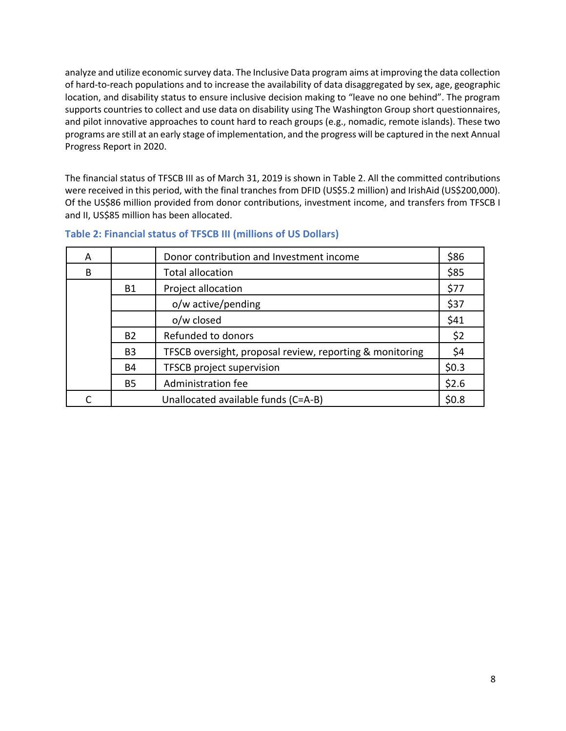analyze and utilize economic survey data. The Inclusive Data program aims at improving the data collection of hard-to-reach populations and to increase the availability of data disaggregated by sex, age, geographic location, and disability status to ensure inclusive decision making to "leave no one behind". The program supports countries to collect and use data on disability using The Washington Group short questionnaires, and pilot innovative approaches to count hard to reach groups (e.g., nomadic, remote islands). These two programs are still at an early stage of implementation, and the progress will be captured in the next Annual Progress Report in 2020.

The financial status of TFSCB III as of March 31, 2019 is shown in Table 2. All the committed contributions were received in this period, with the final tranches from DFID (US$5.2 million) and IrishAid (US$200,000). Of the US$86 million provided from donor contributions, investment income, and transfers from TFSCB I and II, US$85 million has been allocated.

**Table 2: Financial status of TFSCB III (millions of US Dollars)**

| | | | |
|---|---|---|---|
| A | | Donor contribution and Investment income | $86 |
| B | | Total allocation | $85 |
| | B1 | Project allocation | $77 |
| | | o/w active/pending | $37 |
| | | o/w closed | $41 |
| | B2 | Refunded to donors | $2 |
| | B3 | TFSCB oversight, proposal review, reporting & monitoring | $4 |
| | B4 | TFSCB project supervision | $0.3 |
| | B5 | Administration fee | $2.6 |
| C | | Unallocated available funds (C=A-B) | $0.8 |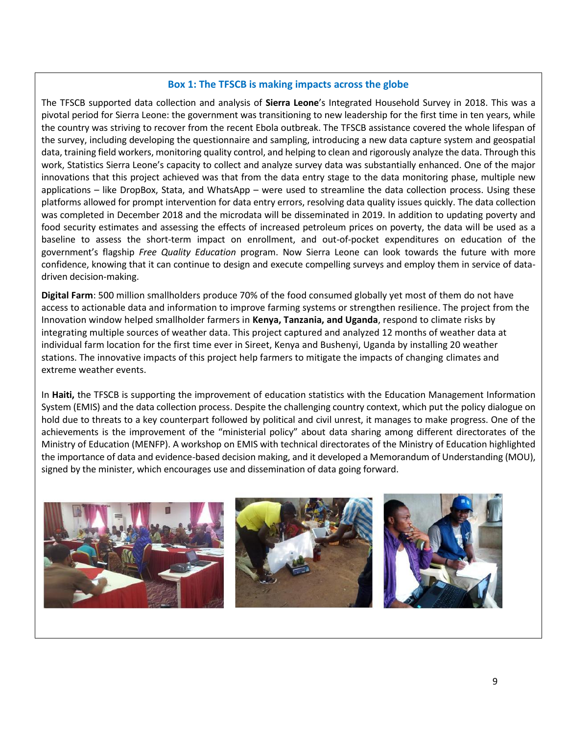### Box 1: The TFSCB is making impacts across the globe

The TFSCB supported data collection and analysis of **Sierra Leone**'s Integrated Household Survey in 2018. This was a pivotal period for Sierra Leone: the government was transitioning to new leadership for the first time in ten years, while the country was striving to recover from the recent Ebola outbreak. The TFSCB assistance covered the whole lifespan of the survey, including developing the questionnaire and sampling, introducing a new data capture system and geospatial data, training field workers, monitoring quality control, and helping to clean and rigorously analyze the data. Through this work, Statistics Sierra Leone's capacity to collect and analyze survey data was substantially enhanced. One of the major innovations that this project achieved was that from the data entry stage to the data monitoring phase, multiple new applications – like DropBox, Stata, and WhatsApp – were used to streamline the data collection process. Using these platforms allowed for prompt intervention for data entry errors, resolving data quality issues quickly. The data collection was completed in December 2018 and the microdata will be disseminated in 2019. In addition to updating poverty and food security estimates and assessing the effects of increased petroleum prices on poverty, the data will be used as a baseline to assess the short-term impact on enrollment, and out-of-pocket expenditures on education of the government's flagship *Free Quality Education* program. Now Sierra Leone can look towards the future with more confidence, knowing that it can continue to design and execute compelling surveys and employ them in service of data-driven decision-making.

**Digital Farm**: 500 million smallholders produce 70% of the food consumed globally yet most of them do not have access to actionable data and information to improve farming systems or strengthen resilience. The project from the Innovation window helped smallholder farmers in **Kenya, Tanzania, and Uganda**, respond to climate risks by integrating multiple sources of weather data. This project captured and analyzed 12 months of weather data at individual farm location for the first time ever in Sireet, Kenya and Bushenyi, Uganda by installing 20 weather stations. The innovative impacts of this project help farmers to mitigate the impacts of changing climates and extreme weather events.

In **Haiti,** the TFSCB is supporting the improvement of education statistics with the Education Management Information System (EMIS) and the data collection process. Despite the challenging country context, which put the policy dialogue on hold due to threats to a key counterpart followed by political and civil unrest, it manages to make progress. One of the achievements is the improvement of the "ministerial policy" about data sharing among different directorates of the Ministry of Education (MENFP). A workshop on EMIS with technical directorates of the Ministry of Education highlighted the importance of data and evidence-based decision making, and it developed a Memorandum of Understanding (MOU), signed by the minister, which encourages use and dissemination of data going forward.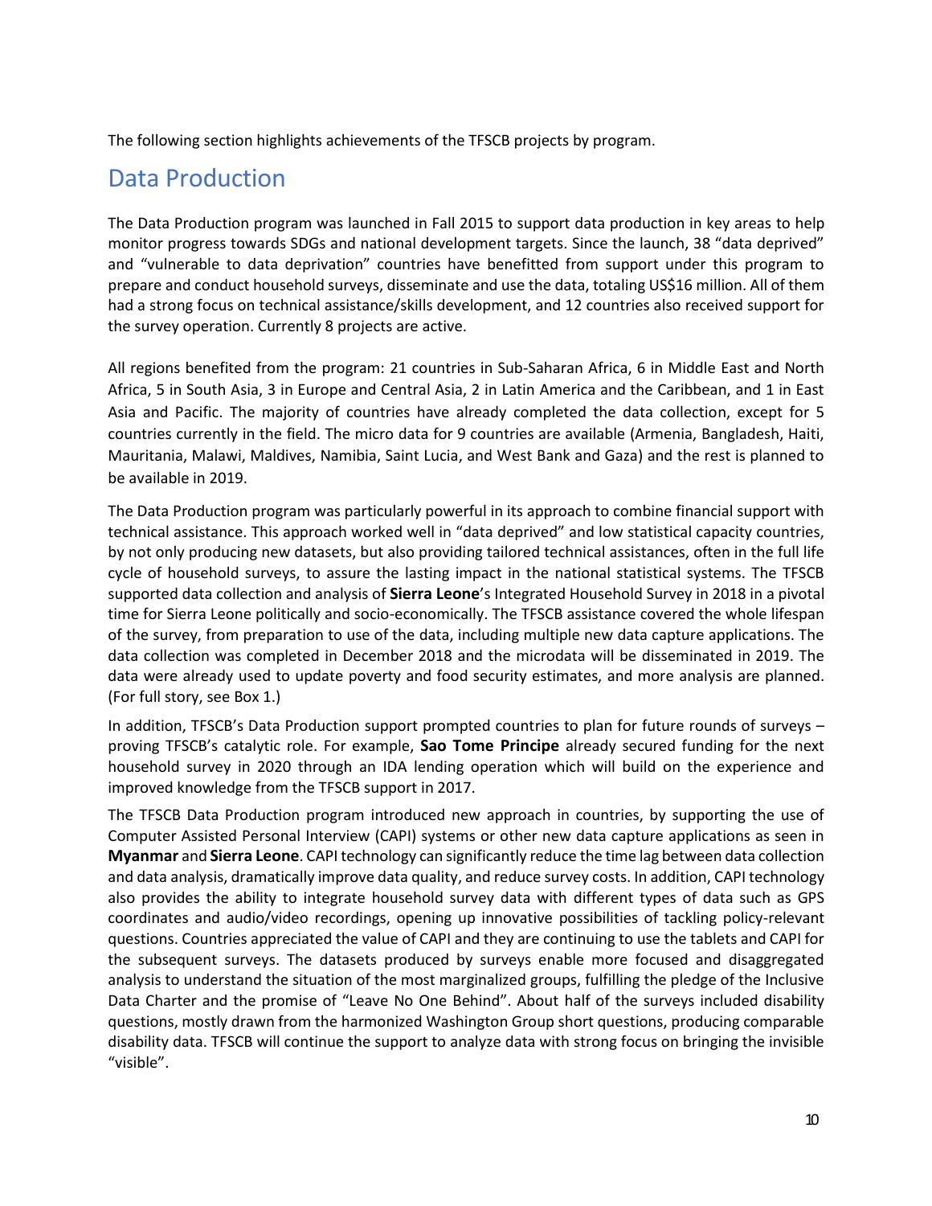The following section highlights achievements of the TFSCB projects by program.

## Data Production

The Data Production program was launched in Fall 2015 to support data production in key areas to help monitor progress towards SDGs and national development targets. Since the launch, 38 "data deprived" and "vulnerable to data deprivation" countries have benefitted from support under this program to prepare and conduct household surveys, disseminate and use the data, totaling US$16 million. All of them had a strong focus on technical assistance/skills development, and 12 countries also received support for the survey operation. Currently 8 projects are active.

All regions benefited from the program: 21 countries in Sub-Saharan Africa, 6 in Middle East and North Africa, 5 in South Asia, 3 in Europe and Central Asia, 2 in Latin America and the Caribbean, and 1 in East Asia and Pacific. The majority of countries have already completed the data collection, except for 5 countries currently in the field. The micro data for 9 countries are available (Armenia, Bangladesh, Haiti, Mauritania, Malawi, Maldives, Namibia, Saint Lucia, and West Bank and Gaza) and the rest is planned to be available in 2019.

The Data Production program was particularly powerful in its approach to combine financial support with technical assistance. This approach worked well in "data deprived" and low statistical capacity countries, by not only producing new datasets, but also providing tailored technical assistances, often in the full life cycle of household surveys, to assure the lasting impact in the national statistical systems. The TFSCB supported data collection and analysis of **Sierra Leone**'s Integrated Household Survey in 2018 in a pivotal time for Sierra Leone politically and socio-economically. The TFSCB assistance covered the whole lifespan of the survey, from preparation to use of the data, including multiple new data capture applications. The data collection was completed in December 2018 and the microdata will be disseminated in 2019. The data were already used to update poverty and food security estimates, and more analysis are planned. (For full story, see Box 1.)

In addition, TFSCB's Data Production support prompted countries to plan for future rounds of surveys – proving TFSCB's catalytic role. For example, **Sao Tome Principe** already secured funding for the next household survey in 2020 through an IDA lending operation which will build on the experience and improved knowledge from the TFSCB support in 2017.

The TFSCB Data Production program introduced new approach in countries, by supporting the use of Computer Assisted Personal Interview (CAPI) systems or other new data capture applications as seen in **Myanmar** and **Sierra Leone**. CAPI technology can significantly reduce the time lag between data collection and data analysis, dramatically improve data quality, and reduce survey costs. In addition, CAPI technology also provides the ability to integrate household survey data with different types of data such as GPS coordinates and audio/video recordings, opening up innovative possibilities of tackling policy-relevant questions. Countries appreciated the value of CAPI and they are continuing to use the tablets and CAPI for the subsequent surveys. The datasets produced by surveys enable more focused and disaggregated analysis to understand the situation of the most marginalized groups, fulfilling the pledge of the Inclusive Data Charter and the promise of "Leave No One Behind". About half of the surveys included disability questions, mostly drawn from the harmonized Washington Group short questions, producing comparable disability data. TFSCB will continue the support to analyze data with strong focus on bringing the invisible "visible".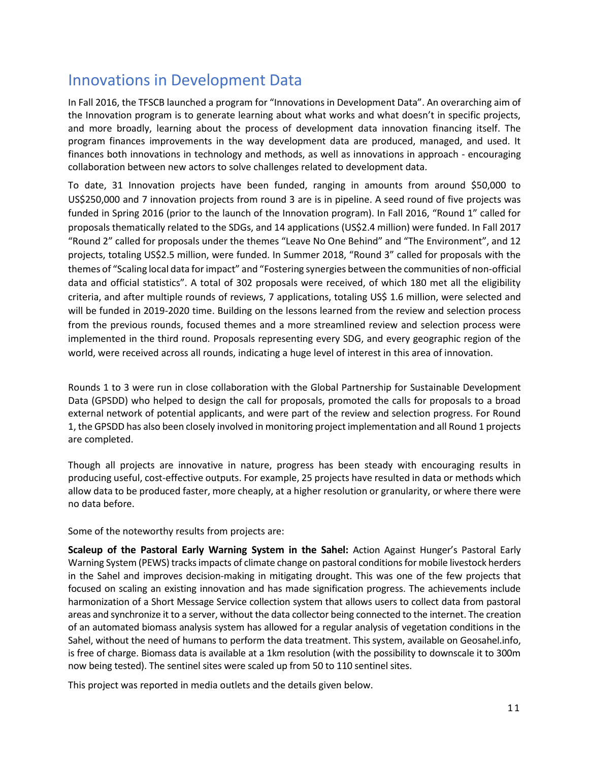## Innovations in Development Data

In Fall 2016, the TFSCB launched a program for "Innovations in Development Data". An overarching aim of the Innovation program is to generate learning about what works and what doesn't in specific projects, and more broadly, learning about the process of development data innovation financing itself. The program finances improvements in the way development data are produced, managed, and used. It finances both innovations in technology and methods, as well as innovations in approach - encouraging collaboration between new actors to solve challenges related to development data.

To date, 31 Innovation projects have been funded, ranging in amounts from around $50,000 to US$250,000 and 7 innovation projects from round 3 are is in pipeline. A seed round of five projects was funded in Spring 2016 (prior to the launch of the Innovation program). In Fall 2016, "Round 1" called for proposals thematically related to the SDGs, and 14 applications (US$2.4 million) were funded. In Fall 2017 "Round 2" called for proposals under the themes "Leave No One Behind" and "The Environment", and 12 projects, totaling US$2.5 million, were funded. In Summer 2018, "Round 3" called for proposals with the themes of "Scaling local data for impact" and "Fostering synergies between the communities of non-official data and official statistics". A total of 302 proposals were received, of which 180 met all the eligibility criteria, and after multiple rounds of reviews, 7 applications, totaling US$ 1.6 million, were selected and will be funded in 2019-2020 time. Building on the lessons learned from the review and selection process from the previous rounds, focused themes and a more streamlined review and selection process were implemented in the third round. Proposals representing every SDG, and every geographic region of the world, were received across all rounds, indicating a huge level of interest in this area of innovation.

Rounds 1 to 3 were run in close collaboration with the Global Partnership for Sustainable Development Data (GPSDD) who helped to design the call for proposals, promoted the calls for proposals to a broad external network of potential applicants, and were part of the review and selection progress. For Round 1, the GPSDD has also been closely involved in monitoring project implementation and all Round 1 projects are completed.

Though all projects are innovative in nature, progress has been steady with encouraging results in producing useful, cost-effective outputs. For example, 25 projects have resulted in data or methods which allow data to be produced faster, more cheaply, at a higher resolution or granularity, or where there were no data before.

Some of the noteworthy results from projects are:

**Scaleup of the Pastoral Early Warning System in the Sahel:** Action Against Hunger's Pastoral Early Warning System (PEWS) tracks impacts of climate change on pastoral conditions for mobile livestock herders in the Sahel and improves decision-making in mitigating drought. This was one of the few projects that focused on scaling an existing innovation and has made signification progress. The achievements include harmonization of a Short Message Service collection system that allows users to collect data from pastoral areas and synchronize it to a server, without the data collector being connected to the internet. The creation of an automated biomass analysis system has allowed for a regular analysis of vegetation conditions in the Sahel, without the need of humans to perform the data treatment. This system, available on Geosahel.info, is free of charge. Biomass data is available at a 1km resolution (with the possibility to downscale it to 300m now being tested). The sentinel sites were scaled up from 50 to 110 sentinel sites.

This project was reported in media outlets and the details given below.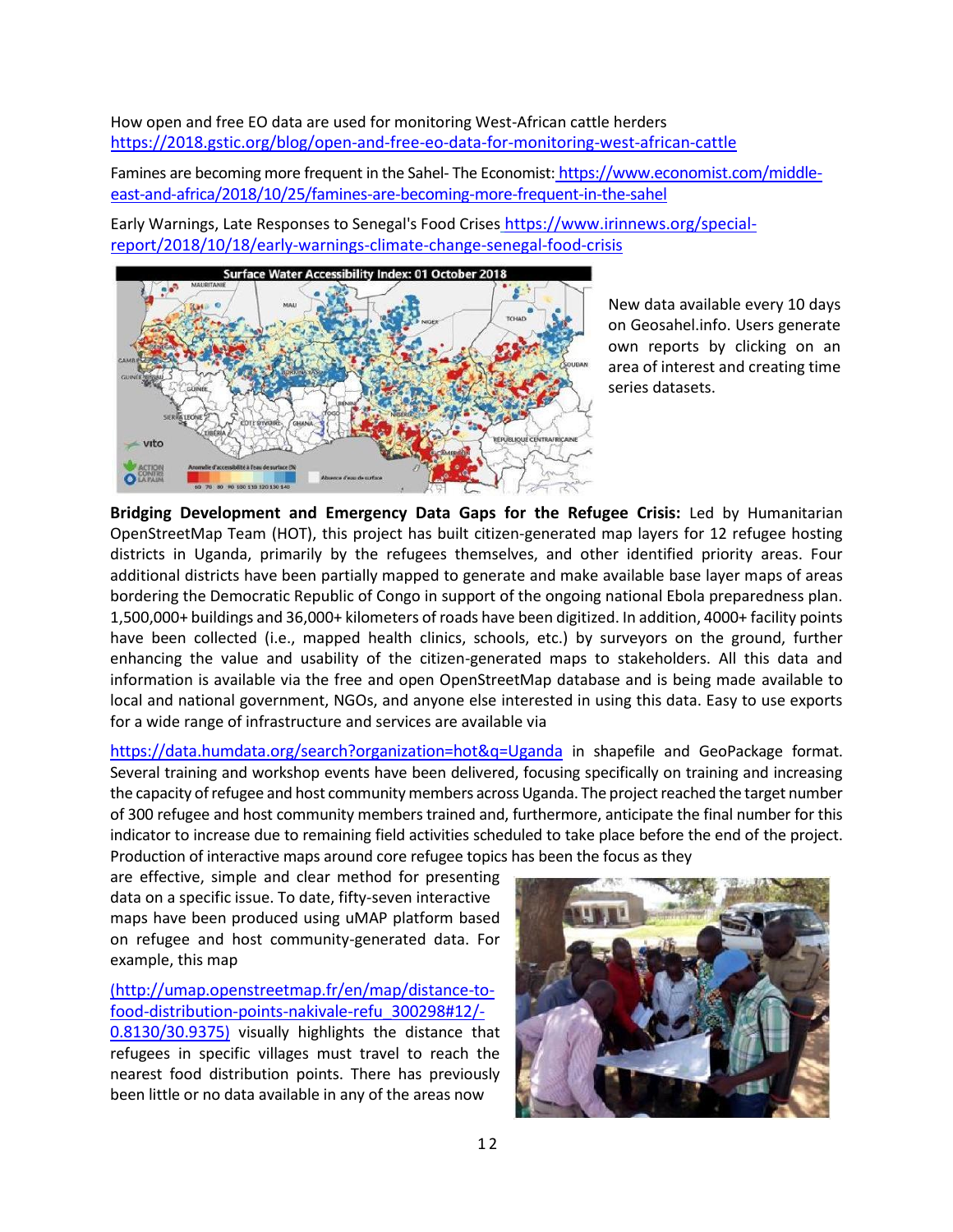How open and free EO data are used for monitoring West-African cattle herders
https://2018.gstic.org/blog/open-and-free-eo-data-for-monitoring-west-african-cattle

Famines are becoming more frequent in the Sahel- The Economist: https://www.economist.com/middle-east-and-africa/2018/10/25/famines-are-becoming-more-frequent-in-the-sahel

Early Warnings, Late Responses to Senegal's Food Crises https://www.irinnews.org/special-report/2018/10/18/early-warnings-climate-change-senegal-food-crisis

New data available every 10 days on Geosahel.info. Users generate own reports by clicking on an area of interest and creating time series datasets.

**Bridging Development and Emergency Data Gaps for the Refugee Crisis:** Led by Humanitarian OpenStreetMap Team (HOT), this project has built citizen-generated map layers for 12 refugee hosting districts in Uganda, primarily by the refugees themselves, and other identified priority areas. Four additional districts have been partially mapped to generate and make available base layer maps of areas bordering the Democratic Republic of Congo in support of the ongoing national Ebola preparedness plan. 1,500,000+ buildings and 36,000+ kilometers of roads have been digitized. In addition, 4000+ facility points have been collected (i.e., mapped health clinics, schools, etc.) by surveyors on the ground, further enhancing the value and usability of the citizen-generated maps to stakeholders. All this data and information is available via the free and open OpenStreetMap database and is being made available to local and national government, NGOs, and anyone else interested in using this data. Easy to use exports for a wide range of infrastructure and services are available via

https://data.humdata.org/search?organization=hot&q=Uganda in shapefile and GeoPackage format. Several training and workshop events have been delivered, focusing specifically on training and increasing the capacity of refugee and host community members across Uganda. The project reached the target number of 300 refugee and host community members trained and, furthermore, anticipate the final number for this indicator to increase due to remaining field activities scheduled to take place before the end of the project. Production of interactive maps around core refugee topics has been the focus as they are effective, simple and clear method for presenting data on a specific issue. To date, fifty-seven interactive maps have been produced using uMAP platform based on refugee and host community-generated data. For example, this map

(http://umap.openstreetmap.fr/en/map/distance-to-food-distribution-points-nakivale-refu_300298#12/-0.8130/30.9375) visually highlights the distance that refugees in specific villages must travel to reach the nearest food distribution points. There has previously been little or no data available in any of the areas now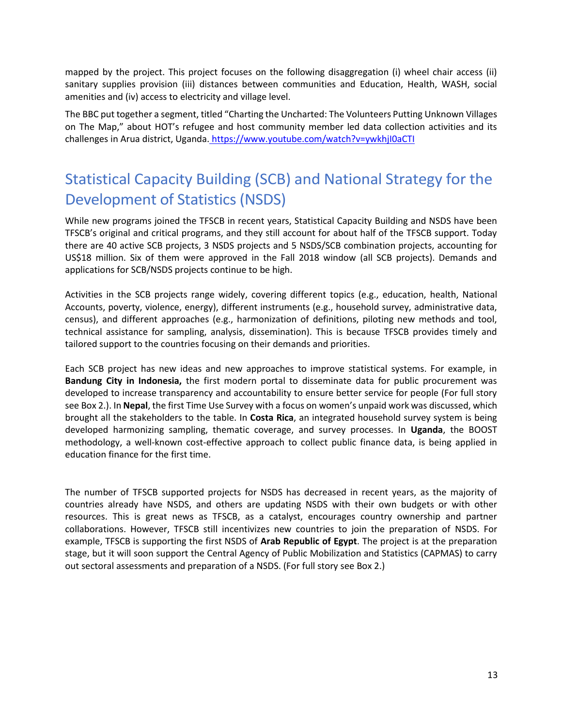mapped by the project. This project focuses on the following disaggregation (i) wheel chair access (ii) sanitary supplies provision (iii) distances between communities and Education, Health, WASH, social amenities and (iv) access to electricity and village level.

The BBC put together a segment, titled "Charting the Uncharted: The Volunteers Putting Unknown Villages on The Map," about HOT's refugee and host community member led data collection activities and its challenges in Arua district, Uganda. https://www.youtube.com/watch?v=ywkhjI0aCTI

## Statistical Capacity Building (SCB) and National Strategy for the Development of Statistics (NSDS)

While new programs joined the TFSCB in recent years, Statistical Capacity Building and NSDS have been TFSCB's original and critical programs, and they still account for about half of the TFSCB support. Today there are 40 active SCB projects, 3 NSDS projects and 5 NSDS/SCB combination projects, accounting for US$18 million. Six of them were approved in the Fall 2018 window (all SCB projects). Demands and applications for SCB/NSDS projects continue to be high.

Activities in the SCB projects range widely, covering different topics (e.g., education, health, National Accounts, poverty, violence, energy), different instruments (e.g., household survey, administrative data, census), and different approaches (e.g., harmonization of definitions, piloting new methods and tool, technical assistance for sampling, analysis, dissemination). This is because TFSCB provides timely and tailored support to the countries focusing on their demands and priorities.

Each SCB project has new ideas and new approaches to improve statistical systems. For example, in **Bandung City in Indonesia,** the first modern portal to disseminate data for public procurement was developed to increase transparency and accountability to ensure better service for people (For full story see Box 2.). In **Nepal**, the first Time Use Survey with a focus on women's unpaid work was discussed, which brought all the stakeholders to the table. In **Costa Rica**, an integrated household survey system is being developed harmonizing sampling, thematic coverage, and survey processes. In **Uganda**, the BOOST methodology, a well-known cost-effective approach to collect public finance data, is being applied in education finance for the first time.

The number of TFSCB supported projects for NSDS has decreased in recent years, as the majority of countries already have NSDS, and others are updating NSDS with their own budgets or with other resources. This is great news as TFSCB, as a catalyst, encourages country ownership and partner collaborations. However, TFSCB still incentivizes new countries to join the preparation of NSDS. For example, TFSCB is supporting the first NSDS of **Arab Republic of Egypt**. The project is at the preparation stage, but it will soon support the Central Agency of Public Mobilization and Statistics (CAPMAS) to carry out sectoral assessments and preparation of a NSDS. (For full story see Box 2.)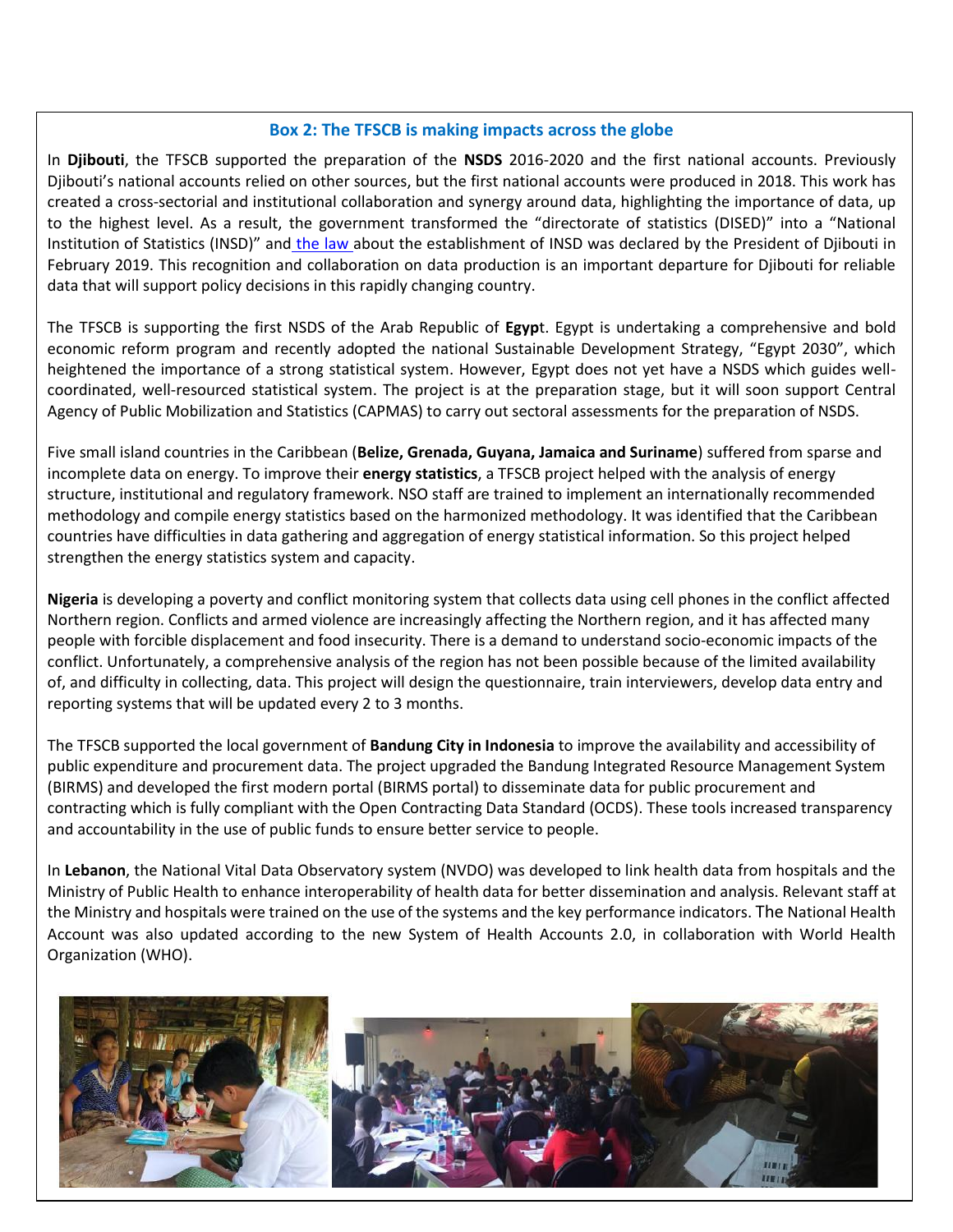### Box 2: The TFSCB is making impacts across the globe

In **Djibouti**, the TFSCB supported the preparation of the **NSDS** 2016-2020 and the first national accounts. Previously Djibouti's national accounts relied on other sources, but the first national accounts were produced in 2018. This work has created a cross-sectorial and institutional collaboration and synergy around data, highlighting the importance of data, up to the highest level. As a result, the government transformed the "directorate of statistics (DISED)" into a "National Institution of Statistics (INSD)" and the law about the establishment of INSD was declared by the President of Djibouti in February 2019. This recognition and collaboration on data production is an important departure for Djibouti for reliable data that will support policy decisions in this rapidly changing country.

The TFSCB is supporting the first NSDS of the Arab Republic of **Egyp**t. Egypt is undertaking a comprehensive and bold economic reform program and recently adopted the national Sustainable Development Strategy, "Egypt 2030", which heightened the importance of a strong statistical system. However, Egypt does not yet have a NSDS which guides well-coordinated, well-resourced statistical system. The project is at the preparation stage, but it will soon support Central Agency of Public Mobilization and Statistics (CAPMAS) to carry out sectoral assessments for the preparation of NSDS.

Five small island countries in the Caribbean (**Belize, Grenada, Guyana, Jamaica and Suriname**) suffered from sparse and incomplete data on energy. To improve their **energy statistics**, a TFSCB project helped with the analysis of energy structure, institutional and regulatory framework. NSO staff are trained to implement an internationally recommended methodology and compile energy statistics based on the harmonized methodology. It was identified that the Caribbean countries have difficulties in data gathering and aggregation of energy statistical information. So this project helped strengthen the energy statistics system and capacity.

**Nigeria** is developing a poverty and conflict monitoring system that collects data using cell phones in the conflict affected Northern region. Conflicts and armed violence are increasingly affecting the Northern region, and it has affected many people with forcible displacement and food insecurity. There is a demand to understand socio-economic impacts of the conflict. Unfortunately, a comprehensive analysis of the region has not been possible because of the limited availability of, and difficulty in collecting, data. This project will design the questionnaire, train interviewers, develop data entry and reporting systems that will be updated every 2 to 3 months.

The TFSCB supported the local government of **Bandung City in Indonesia** to improve the availability and accessibility of public expenditure and procurement data. The project upgraded the Bandung Integrated Resource Management System (BIRMS) and developed the first modern portal (BIRMS portal) to disseminate data for public procurement and contracting which is fully compliant with the Open Contracting Data Standard (OCDS). These tools increased transparency and accountability in the use of public funds to ensure better service to people.

In **Lebanon**, the National Vital Data Observatory system (NVDO) was developed to link health data from hospitals and the Ministry of Public Health to enhance interoperability of health data for better dissemination and analysis. Relevant staff at the Ministry and hospitals were trained on the use of the systems and the key performance indicators. The National Health Account was also updated according to the new System of Health Accounts 2.0, in collaboration with World Health Organization (WHO).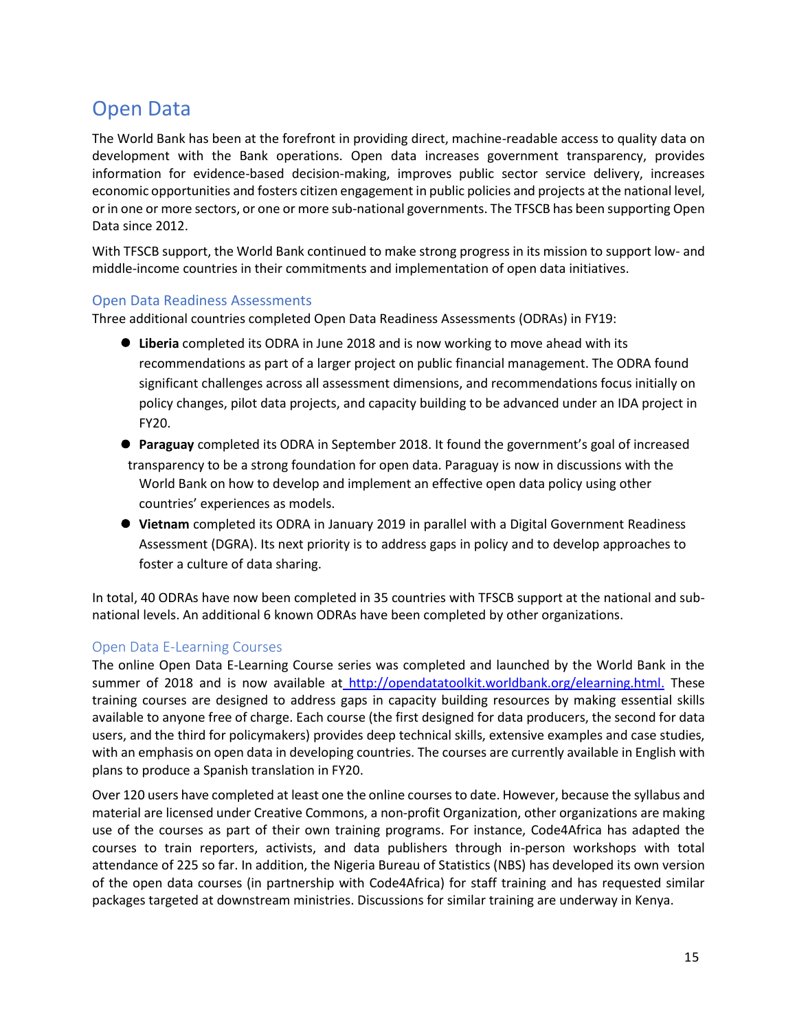# Open Data

The World Bank has been at the forefront in providing direct, machine-readable access to quality data on development with the Bank operations. Open data increases government transparency, provides information for evidence-based decision-making, improves public sector service delivery, increases economic opportunities and fosters citizen engagement in public policies and projects at the national level, or in one or more sectors, or one or more sub-national governments. The TFSCB has been supporting Open Data since 2012.

With TFSCB support, the World Bank continued to make strong progress in its mission to support low- and middle-income countries in their commitments and implementation of open data initiatives.

## Open Data Readiness Assessments

Three additional countries completed Open Data Readiness Assessments (ODRAs) in FY19:

- **Liberia** completed its ODRA in June 2018 and is now working to move ahead with its recommendations as part of a larger project on public financial management. The ODRA found significant challenges across all assessment dimensions, and recommendations focus initially on policy changes, pilot data projects, and capacity building to be advanced under an IDA project in FY20.
- **Paraguay** completed its ODRA in September 2018. It found the government's goal of increased transparency to be a strong foundation for open data. Paraguay is now in discussions with the World Bank on how to develop and implement an effective open data policy using other countries' experiences as models.
- **Vietnam** completed its ODRA in January 2019 in parallel with a Digital Government Readiness Assessment (DGRA). Its next priority is to address gaps in policy and to develop approaches to foster a culture of data sharing.

In total, 40 ODRAs have now been completed in 35 countries with TFSCB support at the national and sub-national levels. An additional 6 known ODRAs have been completed by other organizations.

## Open Data E-Learning Courses

The online Open Data E-Learning Course series was completed and launched by the World Bank in the summer of 2018 and is now available at http://opendatatoolkit.worldbank.org/elearning.html. These training courses are designed to address gaps in capacity building resources by making essential skills available to anyone free of charge. Each course (the first designed for data producers, the second for data users, and the third for policymakers) provides deep technical skills, extensive examples and case studies, with an emphasis on open data in developing countries. The courses are currently available in English with plans to produce a Spanish translation in FY20.

Over 120 users have completed at least one the online courses to date. However, because the syllabus and material are licensed under Creative Commons, a non-profit Organization, other organizations are making use of the courses as part of their own training programs. For instance, Code4Africa has adapted the courses to train reporters, activists, and data publishers through in-person workshops with total attendance of 225 so far. In addition, the Nigeria Bureau of Statistics (NBS) has developed its own version of the open data courses (in partnership with Code4Africa) for staff training and has requested similar packages targeted at downstream ministries. Discussions for similar training are underway in Kenya.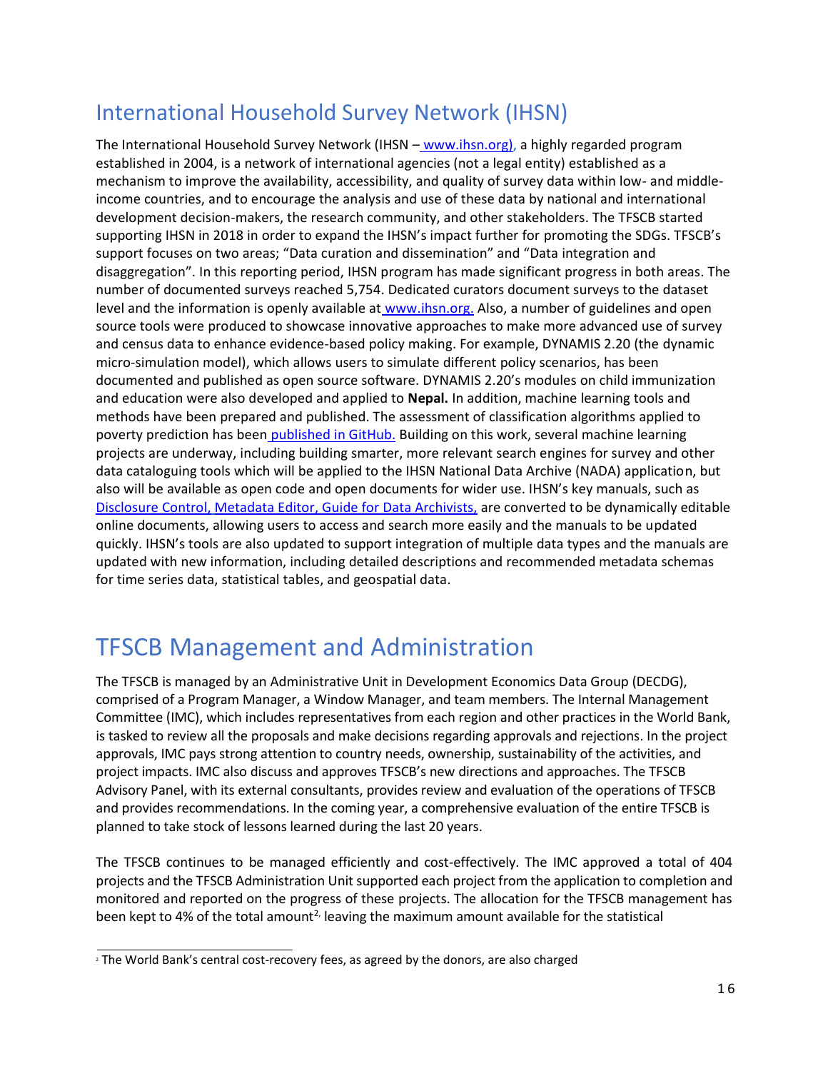## International Household Survey Network (IHSN)

The International Household Survey Network (IHSN – www.ihsn.org), a highly regarded program established in 2004, is a network of international agencies (not a legal entity) established as a mechanism to improve the availability, accessibility, and quality of survey data within low- and middle-income countries, and to encourage the analysis and use of these data by national and international development decision-makers, the research community, and other stakeholders. The TFSCB started supporting IHSN in 2018 in order to expand the IHSN's impact further for promoting the SDGs. TFSCB's support focuses on two areas; "Data curation and dissemination" and "Data integration and disaggregation". In this reporting period, IHSN program has made significant progress in both areas. The number of documented surveys reached 5,754. Dedicated curators document surveys to the dataset level and the information is openly available at www.ihsn.org. Also, a number of guidelines and open source tools were produced to showcase innovative approaches to make more advanced use of survey and census data to enhance evidence-based policy making. For example, DYNAMIS 2.20 (the dynamic micro-simulation model), which allows users to simulate different policy scenarios, has been documented and published as open source software. DYNAMIS 2.20's modules on child immunization and education were also developed and applied to **Nepal.** In addition, machine learning tools and methods have been prepared and published. The assessment of classification algorithms applied to poverty prediction has been published in GitHub. Building on this work, several machine learning projects are underway, including building smarter, more relevant search engines for survey and other data cataloguing tools which will be applied to the IHSN National Data Archive (NADA) application, but also will be available as open code and open documents for wider use. IHSN's key manuals, such as Disclosure Control, Metadata Editor, Guide for Data Archivists, are converted to be dynamically editable online documents, allowing users to access and search more easily and the manuals to be updated quickly. IHSN's tools are also updated to support integration of multiple data types and the manuals are updated with new information, including detailed descriptions and recommended metadata schemas for time series data, statistical tables, and geospatial data.

# TFSCB Management and Administration

The TFSCB is managed by an Administrative Unit in Development Economics Data Group (DECDG), comprised of a Program Manager, a Window Manager, and team members. The Internal Management Committee (IMC), which includes representatives from each region and other practices in the World Bank, is tasked to review all the proposals and make decisions regarding approvals and rejections. In the project approvals, IMC pays strong attention to country needs, ownership, sustainability of the activities, and project impacts. IMC also discuss and approves TFSCB's new directions and approaches. The TFSCB Advisory Panel, with its external consultants, provides review and evaluation of the operations of TFSCB and provides recommendations. In the coming year, a comprehensive evaluation of the entire TFSCB is planned to take stock of lessons learned during the last 20 years.

The TFSCB continues to be managed efficiently and cost-effectively. The IMC approved a total of 404 projects and the TFSCB Administration Unit supported each project from the application to completion and monitored and reported on the progress of these projects. The allocation for the TFSCB management has been kept to 4% of the total amount[2], leaving the maximum amount available for the statistical

[2] The World Bank's central cost-recovery fees, as agreed by the donors, are also charged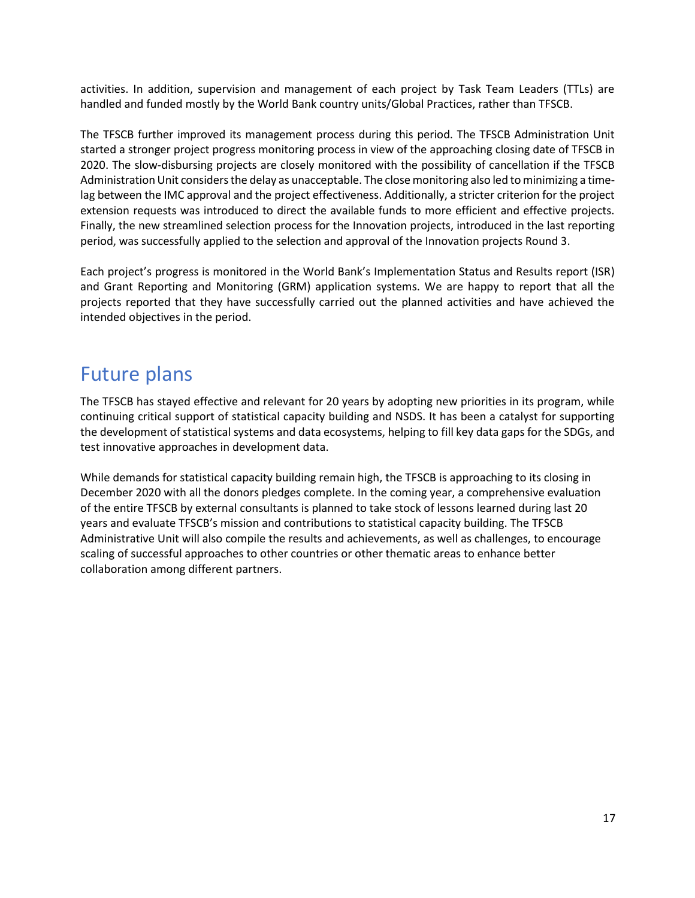activities. In addition, supervision and management of each project by Task Team Leaders (TTLs) are handled and funded mostly by the World Bank country units/Global Practices, rather than TFSCB.

The TFSCB further improved its management process during this period. The TFSCB Administration Unit started a stronger project progress monitoring process in view of the approaching closing date of TFSCB in 2020. The slow-disbursing projects are closely monitored with the possibility of cancellation if the TFSCB Administration Unit considers the delay as unacceptable. The close monitoring also led to minimizing a time-lag between the IMC approval and the project effectiveness. Additionally, a stricter criterion for the project extension requests was introduced to direct the available funds to more efficient and effective projects. Finally, the new streamlined selection process for the Innovation projects, introduced in the last reporting period, was successfully applied to the selection and approval of the Innovation projects Round 3.

Each project's progress is monitored in the World Bank's Implementation Status and Results report (ISR) and Grant Reporting and Monitoring (GRM) application systems. We are happy to report that all the projects reported that they have successfully carried out the planned activities and have achieved the intended objectives in the period.

# Future plans

The TFSCB has stayed effective and relevant for 20 years by adopting new priorities in its program, while continuing critical support of statistical capacity building and NSDS. It has been a catalyst for supporting the development of statistical systems and data ecosystems, helping to fill key data gaps for the SDGs, and test innovative approaches in development data.

While demands for statistical capacity building remain high, the TFSCB is approaching to its closing in December 2020 with all the donors pledges complete. In the coming year, a comprehensive evaluation of the entire TFSCB by external consultants is planned to take stock of lessons learned during last 20 years and evaluate TFSCB's mission and contributions to statistical capacity building. The TFSCB Administrative Unit will also compile the results and achievements, as well as challenges, to encourage scaling of successful approaches to other countries or other thematic areas to enhance better collaboration among different partners.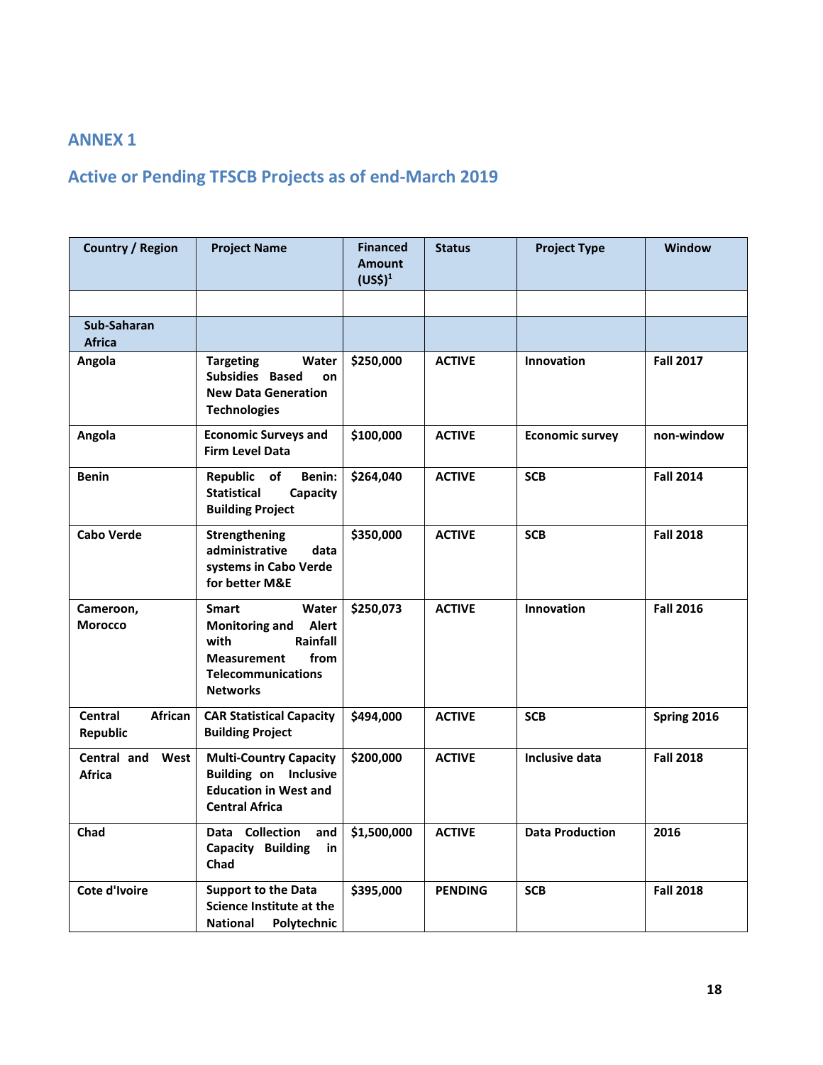## ANNEX 1

## Active or Pending TFSCB Projects as of end-March 2019

| Country / Region | Project Name | Financed Amount (US$)[1] | Status | Project Type | Window |
|---|---|---|---|---|---|
| | | | | | |
| **Sub-Saharan Africa** | | | | | |
| **Angola** | **Targeting Water Subsidies Based on New Data Generation Technologies** | **$250,000** | **ACTIVE** | **Innovation** | **Fall 2017** |
| **Angola** | **Economic Surveys and Firm Level Data** | **$100,000** | **ACTIVE** | **Economic survey** | **non-window** |
| **Benin** | **Republic of Benin: Statistical Capacity Building Project** | **$264,040** | **ACTIVE** | **SCB** | **Fall 2014** |
| **Cabo Verde** | **Strengthening administrative data systems in Cabo Verde for better M&E** | **$350,000** | **ACTIVE** | **SCB** | **Fall 2018** |
| **Cameroon, Morocco** | **Smart Water Monitoring and Alert with Rainfall Measurement from Telecommunications Networks** | **$250,073** | **ACTIVE** | **Innovation** | **Fall 2016** |
| **Central African Republic** | **CAR Statistical Capacity Building Project** | **$494,000** | **ACTIVE** | **SCB** | **Spring 2016** |
| **Central and West Africa** | **Multi-Country Capacity Building on Inclusive Education in West and Central Africa** | **$200,000** | **ACTIVE** | **Inclusive data** | **Fall 2018** |
| **Chad** | **Data Collection and Capacity Building in Chad** | **$1,500,000** | **ACTIVE** | **Data Production** | **2016** |
| **Cote d'Ivoire** | **Support to the Data Science Institute at the National Polytechnic** | **$395,000** | **PENDING** | **SCB** | **Fall 2018** |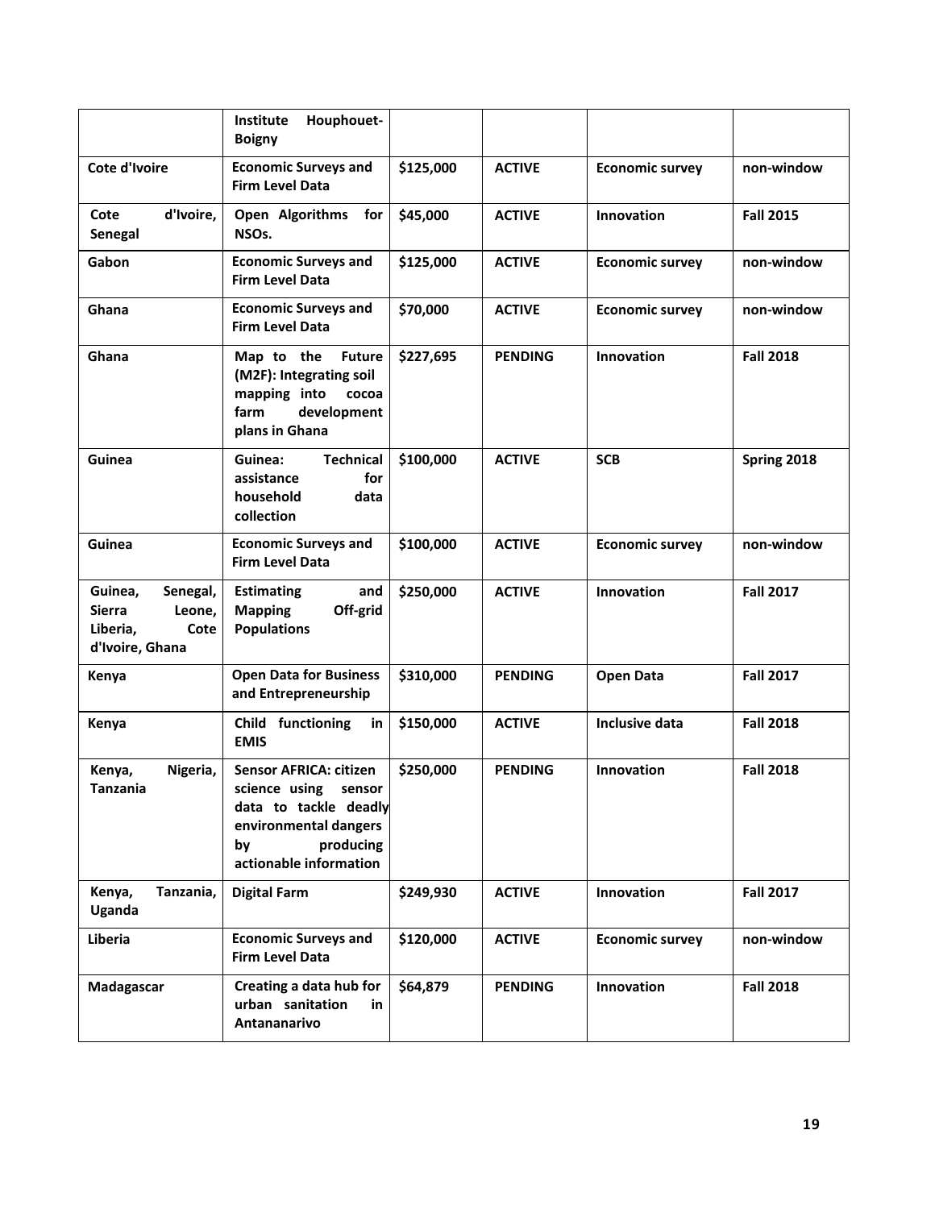| | | | | | |
|---|---|---|---|---|---|
| | **Institute Houphouet-Boigny** | | | | |
| **Cote d'Ivoire** | **Economic Surveys and Firm Level Data** | **$125,000** | **ACTIVE** | **Economic survey** | **non-window** |
| **Cote d'Ivoire, Senegal** | **Open Algorithms for NSOs.** | **$45,000** | **ACTIVE** | **Innovation** | **Fall 2015** |
| **Gabon** | **Economic Surveys and Firm Level Data** | **$125,000** | **ACTIVE** | **Economic survey** | **non-window** |
| **Ghana** | **Economic Surveys and Firm Level Data** | **$70,000** | **ACTIVE** | **Economic survey** | **non-window** |
| **Ghana** | **Map to the Future (M2F): Integrating soil mapping into cocoa farm development plans in Ghana** | **$227,695** | **PENDING** | **Innovation** | **Fall 2018** |
| **Guinea** | **Guinea: Technical assistance for household data collection** | **$100,000** | **ACTIVE** | **SCB** | **Spring 2018** |
| **Guinea** | **Economic Surveys and Firm Level Data** | **$100,000** | **ACTIVE** | **Economic survey** | **non-window** |
| **Guinea, Senegal, Sierra Leone, Liberia, Cote d'Ivoire, Ghana** | **Estimating and Mapping Off-grid Populations** | **$250,000** | **ACTIVE** | **Innovation** | **Fall 2017** |
| **Kenya** | **Open Data for Business and Entrepreneurship** | **$310,000** | **PENDING** | **Open Data** | **Fall 2017** |
| **Kenya** | **Child functioning in EMIS** | **$150,000** | **ACTIVE** | **Inclusive data** | **Fall 2018** |
| **Kenya, Nigeria, Tanzania** | **Sensor AFRICA: citizen science using sensor data to tackle deadly environmental dangers by producing actionable information** | **$250,000** | **PENDING** | **Innovation** | **Fall 2018** |
| **Kenya, Tanzania, Uganda** | **Digital Farm** | **$249,930** | **ACTIVE** | **Innovation** | **Fall 2017** |
| **Liberia** | **Economic Surveys and Firm Level Data** | **$120,000** | **ACTIVE** | **Economic survey** | **non-window** |
| **Madagascar** | **Creating a data hub for urban sanitation in Antananarivo** | **$64,879** | **PENDING** | **Innovation** | **Fall 2018** |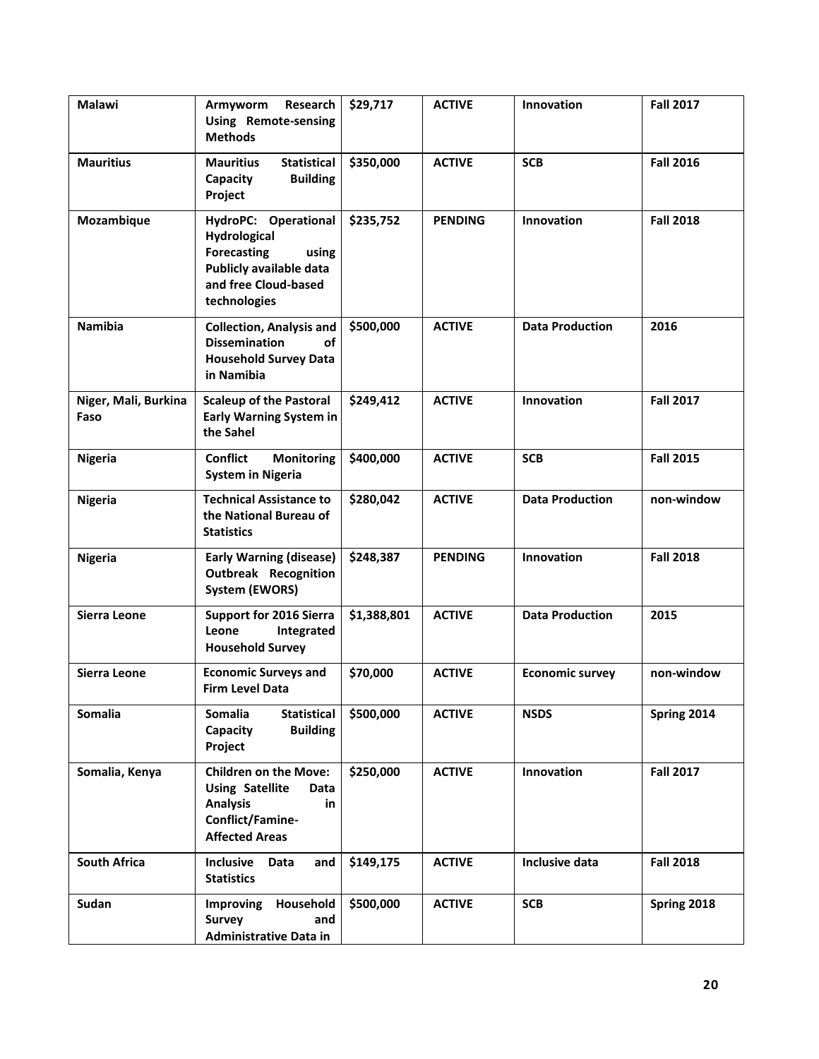| **Malawi** | **Armyworm Research Using Remote-sensing Methods** | **$29,717** | **ACTIVE** | **Innovation** | **Fall 2017** |
|---|---|---|---|---|---|
| **Mauritius** | **Mauritius Statistical Capacity Building Project** | **$350,000** | **ACTIVE** | **SCB** | **Fall 2016** |
| **Mozambique** | **HydroPC: Operational Hydrological Forecasting using Publicly available data and free Cloud-based technologies** | **$235,752** | **PENDING** | **Innovation** | **Fall 2018** |
| **Namibia** | **Collection, Analysis and Dissemination of Household Survey Data in Namibia** | **$500,000** | **ACTIVE** | **Data Production** | **2016** |
| **Niger, Mali, Burkina Faso** | **Scaleup of the Pastoral Early Warning System in the Sahel** | **$249,412** | **ACTIVE** | **Innovation** | **Fall 2017** |
| **Nigeria** | **Conflict Monitoring System in Nigeria** | **$400,000** | **ACTIVE** | **SCB** | **Fall 2015** |
| **Nigeria** | **Technical Assistance to the National Bureau of Statistics** | **$280,042** | **ACTIVE** | **Data Production** | non-window |
| **Nigeria** | **Early Warning (disease) Outbreak Recognition System (EWORS)** | **$248,387** | **PENDING** | **Innovation** | **Fall 2018** |
| **Sierra Leone** | **Support for 2016 Sierra Leone Integrated Household Survey** | **$1,388,801** | **ACTIVE** | **Data Production** | **2015** |
| **Sierra Leone** | **Economic Surveys and Firm Level Data** | **$70,000** | **ACTIVE** | **Economic survey** | non-window |
| **Somalia** | **Somalia Statistical Capacity Building Project** | **$500,000** | **ACTIVE** | **NSDS** | **Spring 2014** |
| **Somalia, Kenya** | **Children on the Move: Using Satellite Data Analysis in Conflict/Famine-Affected Areas** | **$250,000** | **ACTIVE** | **Innovation** | **Fall 2017** |
| **South Africa** | **Inclusive Data and Statistics** | **$149,175** | **ACTIVE** | **Inclusive data** | **Fall 2018** |
| **Sudan** | **Improving Household Survey and Administrative Data in** | **$500,000** | **ACTIVE** | **SCB** | **Spring 2018** |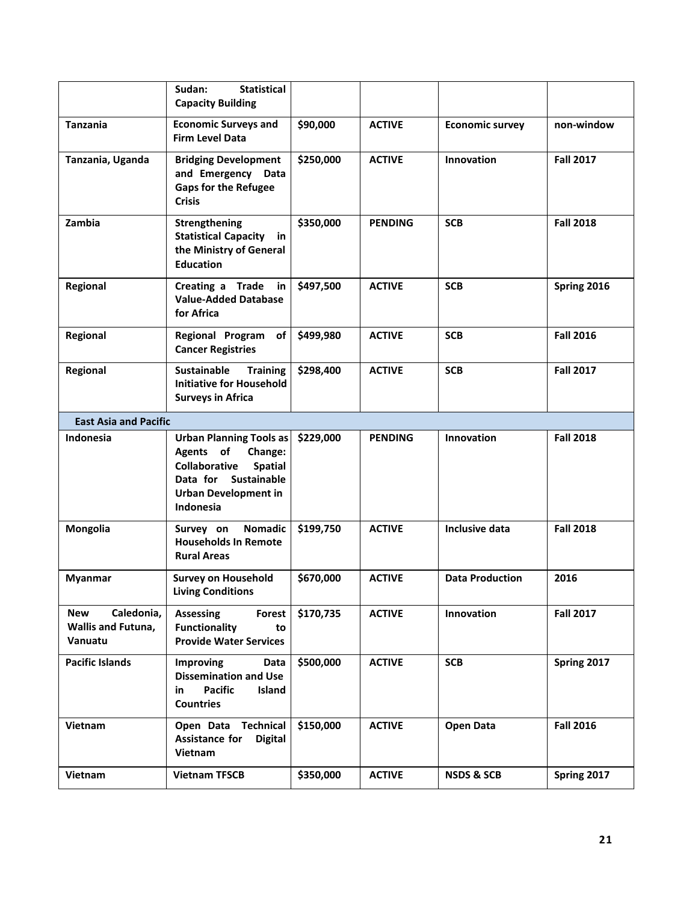| | | | | | |
|---|---|---|---|---|---|
| | **Sudan: Statistical Capacity Building** | | | | |
| **Tanzania** | **Economic Surveys and Firm Level Data** | **$90,000** | **ACTIVE** | **Economic survey** | **non-window** |
| **Tanzania, Uganda** | **Bridging Development and Emergency Data Gaps for the Refugee Crisis** | **$250,000** | **ACTIVE** | **Innovation** | **Fall 2017** |
| **Zambia** | **Strengthening Statistical Capacity in the Ministry of General Education** | **$350,000** | **PENDING** | **SCB** | **Fall 2018** |
| **Regional** | **Creating a Trade in Value-Added Database for Africa** | **$497,500** | **ACTIVE** | **SCB** | **Spring 2016** |
| **Regional** | **Regional Program of Cancer Registries** | **$499,980** | **ACTIVE** | **SCB** | **Fall 2016** |
| **Regional** | **Sustainable Training Initiative for Household Surveys in Africa** | **$298,400** | **ACTIVE** | **SCB** | **Fall 2017** |
| **East Asia and Pacific** | | | | | |
| **Indonesia** | **Urban Planning Tools as Agents of Change: Collaborative Spatial Data for Sustainable Urban Development in Indonesia** | **$229,000** | **PENDING** | **Innovation** | **Fall 2018** |
| **Mongolia** | **Survey on Nomadic Households In Remote Rural Areas** | **$199,750** | **ACTIVE** | **Inclusive data** | **Fall 2018** |
| **Myanmar** | **Survey on Household Living Conditions** | **$670,000** | **ACTIVE** | **Data Production** | **2016** |
| **New Caledonia, Wallis and Futuna, Vanuatu** | **Assessing Forest Functionality to Provide Water Services** | **$170,735** | **ACTIVE** | **Innovation** | **Fall 2017** |
| **Pacific Islands** | **Improving Data Dissemination and Use in Pacific Island Countries** | **$500,000** | **ACTIVE** | **SCB** | **Spring 2017** |
| **Vietnam** | **Open Data Technical Assistance for Digital Vietnam** | **$150,000** | **ACTIVE** | **Open Data** | **Fall 2016** |
| **Vietnam** | **Vietnam TFSCB** | **$350,000** | **ACTIVE** | **NSDS & SCB** | **Spring 2017** |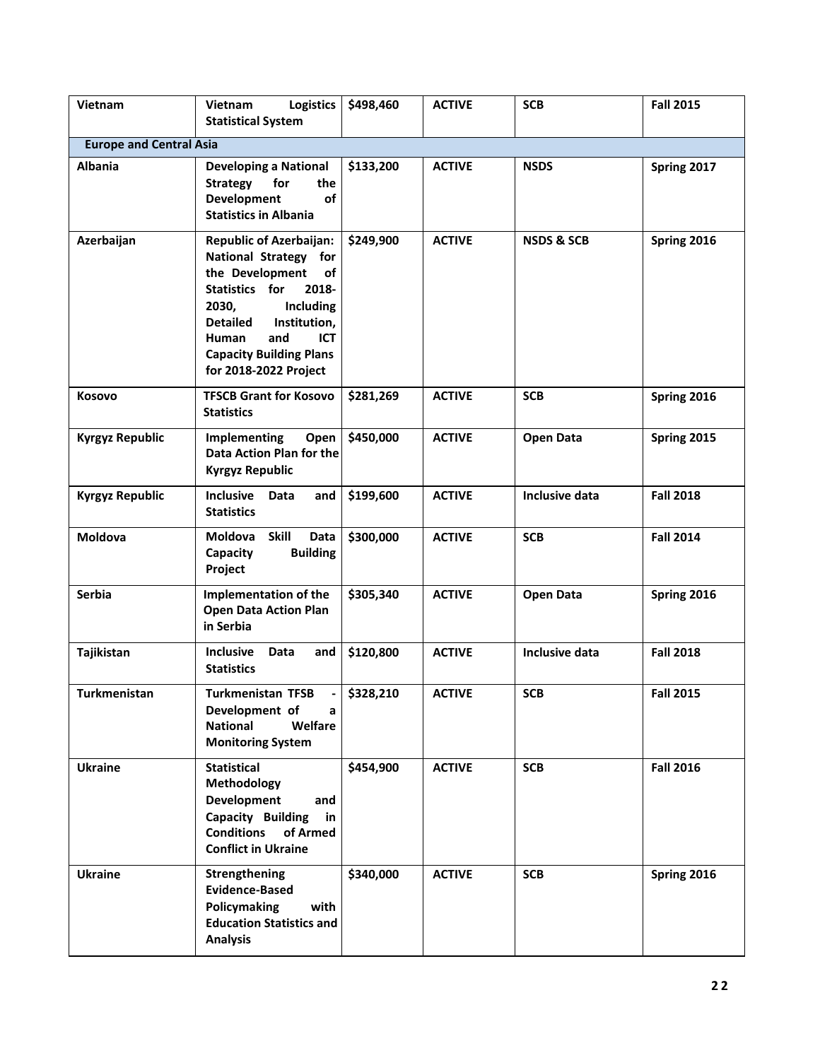| Vietnam | Vietnam Logistics Statistical System | $498,460 | ACTIVE | SCB | Fall 2015 |
|---|---|---|---|---|---|
| **Europe and Central Asia** | | | | | |
| Albania | Developing a National Strategy for the Development of Statistics in Albania | $133,200 | ACTIVE | NSDS | Spring 2017 |
| Azerbaijan | Republic of Azerbaijan: National Strategy for the Development of Statistics for 2018-2030, Including Detailed Institution, Human and ICT Capacity Building Plans for 2018-2022 Project | $249,900 | ACTIVE | NSDS & SCB | Spring 2016 |
| Kosovo | TFSCB Grant for Kosovo Statistics | $281,269 | ACTIVE | SCB | Spring 2016 |
| Kyrgyz Republic | Implementing Open Data Action Plan for the Kyrgyz Republic | $450,000 | ACTIVE | Open Data | Spring 2015 |
| Kyrgyz Republic | Inclusive Data and Statistics | $199,600 | ACTIVE | Inclusive data | Fall 2018 |
| Moldova | Moldova Skill Data Capacity Building Project | $300,000 | ACTIVE | SCB | Fall 2014 |
| Serbia | Implementation of the Open Data Action Plan in Serbia | $305,340 | ACTIVE | Open Data | Spring 2016 |
| Tajikistan | Inclusive Data and Statistics | $120,800 | ACTIVE | Inclusive data | Fall 2018 |
| Turkmenistan | Turkmenistan TFSB - Development of a National Welfare Monitoring System | $328,210 | ACTIVE | SCB | Fall 2015 |
| Ukraine | Statistical Methodology Development and Capacity Building in Conditions of Armed Conflict in Ukraine | $454,900 | ACTIVE | SCB | Fall 2016 |
| Ukraine | Strengthening Evidence-Based Policymaking with Education Statistics and Analysis | $340,000 | ACTIVE | SCB | Spring 2016 |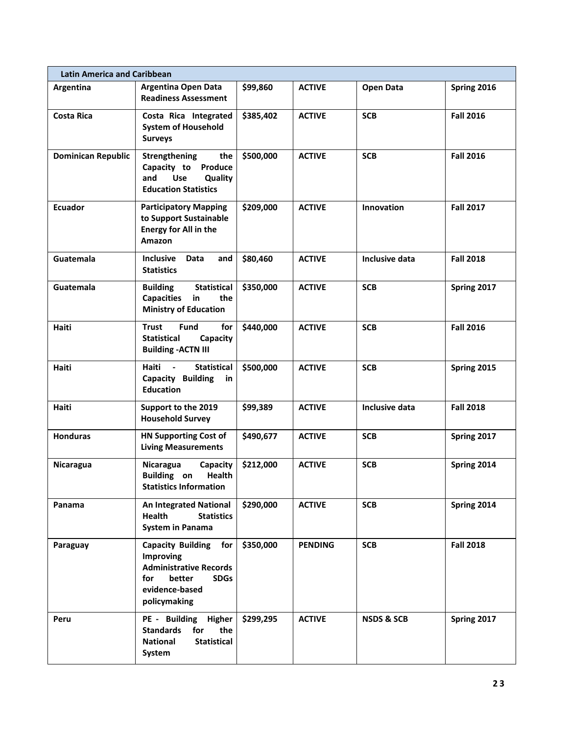| Latin America and Caribbean | | | | | |
|---|---|---|---|---|---|
| **Argentina** | **Argentina Open Data Readiness Assessment** | **$99,860** | **ACTIVE** | **Open Data** | **Spring 2016** |
| **Costa Rica** | **Costa Rica Integrated System of Household Surveys** | **$385,402** | **ACTIVE** | **SCB** | **Fall 2016** |
| **Dominican Republic** | **Strengthening the Capacity to Produce and Use Quality Education Statistics** | **$500,000** | **ACTIVE** | **SCB** | **Fall 2016** |
| **Ecuador** | **Participatory Mapping to Support Sustainable Energy for All in the Amazon** | **$209,000** | **ACTIVE** | **Innovation** | **Fall 2017** |
| **Guatemala** | **Inclusive Data and Statistics** | **$80,460** | **ACTIVE** | **Inclusive data** | **Fall 2018** |
| **Guatemala** | **Building Statistical Capacities in the Ministry of Education** | **$350,000** | **ACTIVE** | **SCB** | **Spring 2017** |
| **Haiti** | **Trust Fund for Statistical Capacity Building -ACTN III** | **$440,000** | **ACTIVE** | **SCB** | **Fall 2016** |
| **Haiti** | **Haiti - Statistical Capacity Building in Education** | **$500,000** | **ACTIVE** | **SCB** | **Spring 2015** |
| **Haiti** | **Support to the 2019 Household Survey** | **$99,389** | **ACTIVE** | **Inclusive data** | **Fall 2018** |
| **Honduras** | **HN Supporting Cost of Living Measurements** | **$490,677** | **ACTIVE** | **SCB** | **Spring 2017** |
| **Nicaragua** | **Nicaragua Capacity Building on Health Statistics Information** | **$212,000** | **ACTIVE** | **SCB** | **Spring 2014** |
| **Panama** | **An Integrated National Health Statistics System in Panama** | **$290,000** | **ACTIVE** | **SCB** | **Spring 2014** |
| **Paraguay** | **Capacity Building for Improving Administrative Records for better SDGs evidence-based policymaking** | **$350,000** | **PENDING** | **SCB** | **Fall 2018** |
| **Peru** | **PE - Building Higher Standards for the National Statistical System** | **$299,295** | **ACTIVE** | **NSDS & SCB** | **Spring 2017** |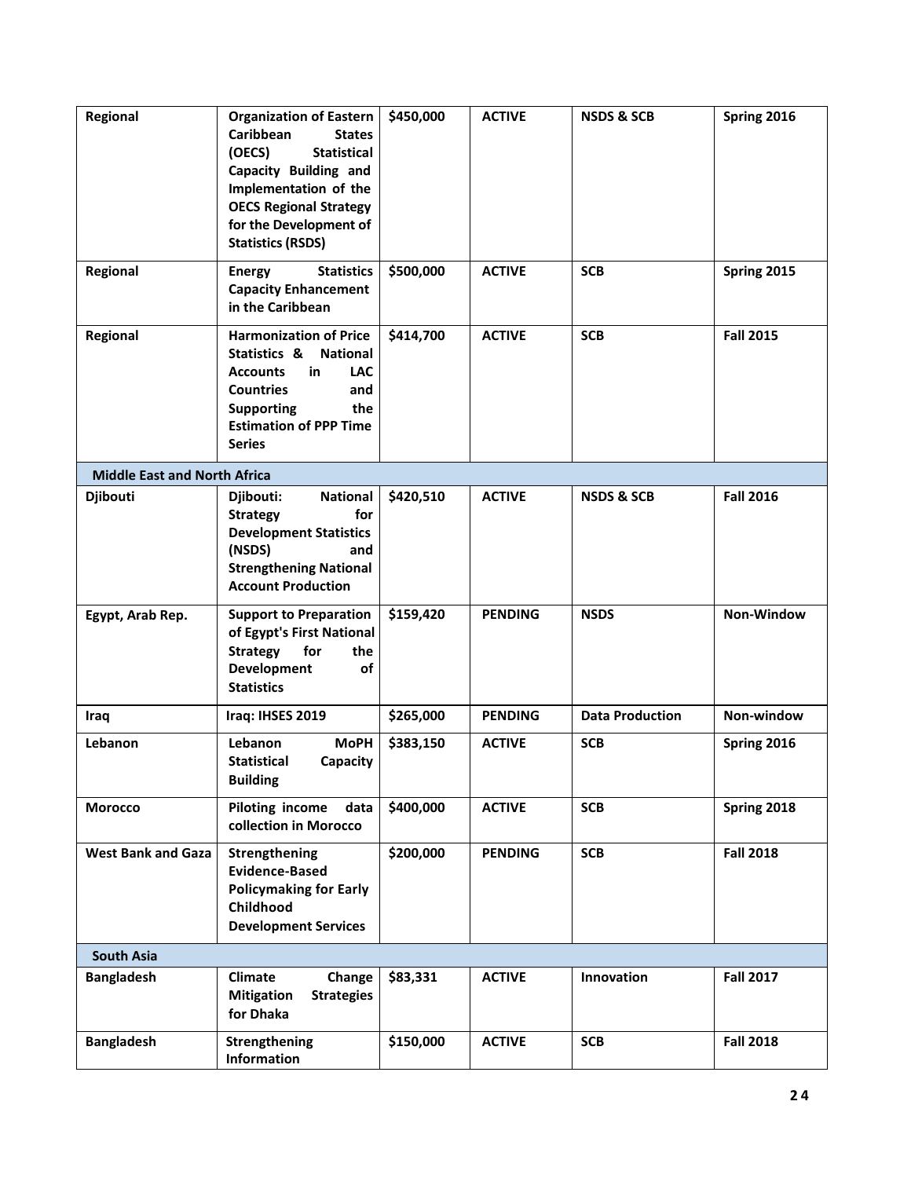| | | | | | |
|---|---|---|---|---|---|
| **Regional** | **Organization of Eastern Caribbean States (OECS) Statistical Capacity Building and Implementation of the OECS Regional Strategy for the Development of Statistics (RSDS)** | **$450,000** | **ACTIVE** | **NSDS & SCB** | **Spring 2016** |
| **Regional** | **Energy Statistics Capacity Enhancement in the Caribbean** | **$500,000** | **ACTIVE** | **SCB** | **Spring 2015** |
| **Regional** | **Harmonization of Price Statistics & National Accounts in LAC Countries and Supporting the Estimation of PPP Time Series** | **$414,700** | **ACTIVE** | **SCB** | **Fall 2015** |
| **Middle East and North Africa** | | | | | |
| **Djibouti** | **Djibouti: National Strategy for Development Statistics (NSDS) and Strengthening National Account Production** | **$420,510** | **ACTIVE** | **NSDS & SCB** | **Fall 2016** |
| **Egypt, Arab Rep.** | **Support to Preparation of Egypt's First National Strategy for the Development of Statistics** | **$159,420** | **PENDING** | **NSDS** | **Non-Window** |
| **Iraq** | **Iraq: IHSES 2019** | **$265,000** | **PENDING** | **Data Production** | **Non-window** |
| **Lebanon** | **Lebanon MoPH Statistical Capacity Building** | **$383,150** | **ACTIVE** | **SCB** | **Spring 2016** |
| **Morocco** | **Piloting income data collection in Morocco** | **$400,000** | **ACTIVE** | **SCB** | **Spring 2018** |
| **West Bank and Gaza** | **Strengthening Evidence-Based Policymaking for Early Childhood Development Services** | **$200,000** | **PENDING** | **SCB** | **Fall 2018** |
| **South Asia** | | | | | |
| **Bangladesh** | **Climate Change Mitigation Strategies for Dhaka** | **$83,331** | **ACTIVE** | **Innovation** | **Fall 2017** |
| **Bangladesh** | **Strengthening Information** | **$150,000** | **ACTIVE** | **SCB** | **Fall 2018** |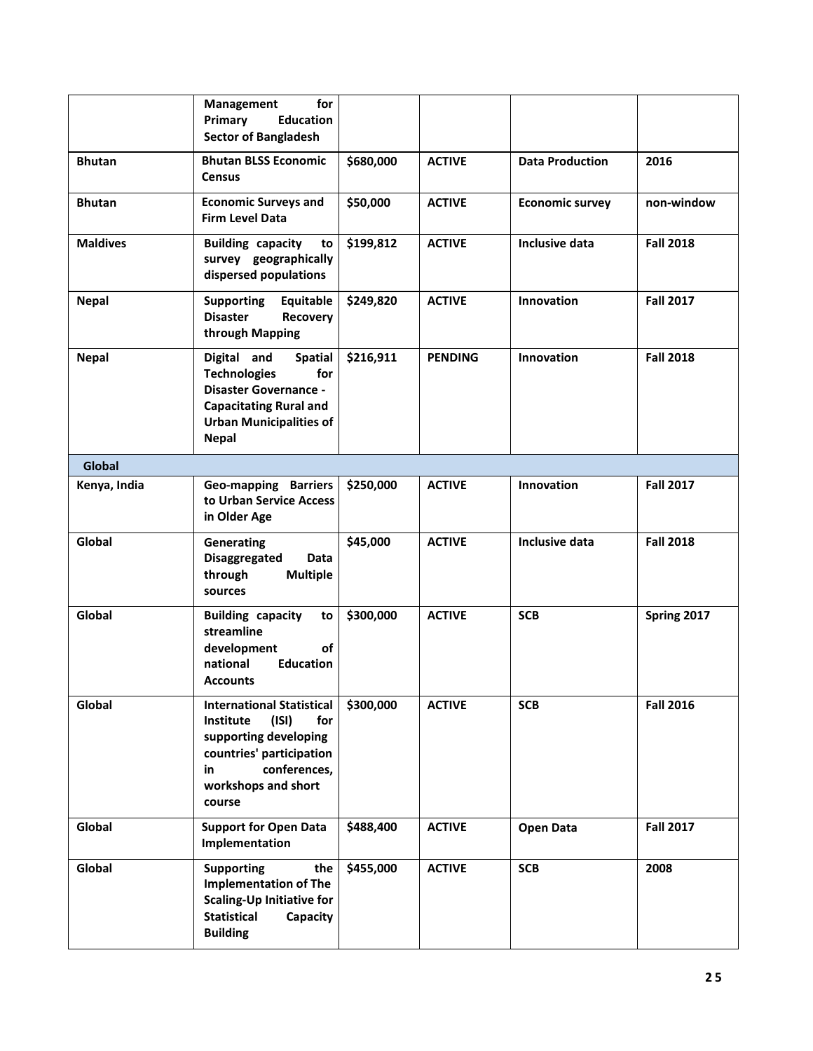| | | | | | |
|---|---|---|---|---|---|
| | **Management for Primary Education Sector of Bangladesh** | | | | |
| **Bhutan** | **Bhutan BLSS Economic Census** | **$680,000** | **ACTIVE** | **Data Production** | **2016** |
| **Bhutan** | **Economic Surveys and Firm Level Data** | **$50,000** | **ACTIVE** | **Economic survey** | **non-window** |
| **Maldives** | **Building capacity to survey geographically dispersed populations** | **$199,812** | **ACTIVE** | **Inclusive data** | **Fall 2018** |
| **Nepal** | **Supporting Equitable Disaster Recovery through Mapping** | **$249,820** | **ACTIVE** | **Innovation** | **Fall 2017** |
| **Nepal** | **Digital and Spatial Technologies for Disaster Governance - Capacitating Rural and Urban Municipalities of Nepal** | **$216,911** | **PENDING** | **Innovation** | **Fall 2018** |
| **Global** | | | | | |
| **Kenya, India** | **Geo-mapping Barriers to Urban Service Access in Older Age** | **$250,000** | **ACTIVE** | **Innovation** | **Fall 2017** |
| **Global** | **Generating Disaggregated Data through Multiple sources** | **$45,000** | **ACTIVE** | **Inclusive data** | **Fall 2018** |
| **Global** | **Building capacity to streamline development of national Education Accounts** | **$300,000** | **ACTIVE** | **SCB** | **Spring 2017** |
| **Global** | **International Statistical Institute (ISI) for supporting developing countries' participation in conferences, workshops and short course** | **$300,000** | **ACTIVE** | **SCB** | **Fall 2016** |
| **Global** | **Support for Open Data Implementation** | **$488,400** | **ACTIVE** | **Open Data** | **Fall 2017** |
| **Global** | **Supporting the Implementation of The Scaling-Up Initiative for Statistical Capacity Building** | **$455,000** | **ACTIVE** | **SCB** | **2008** |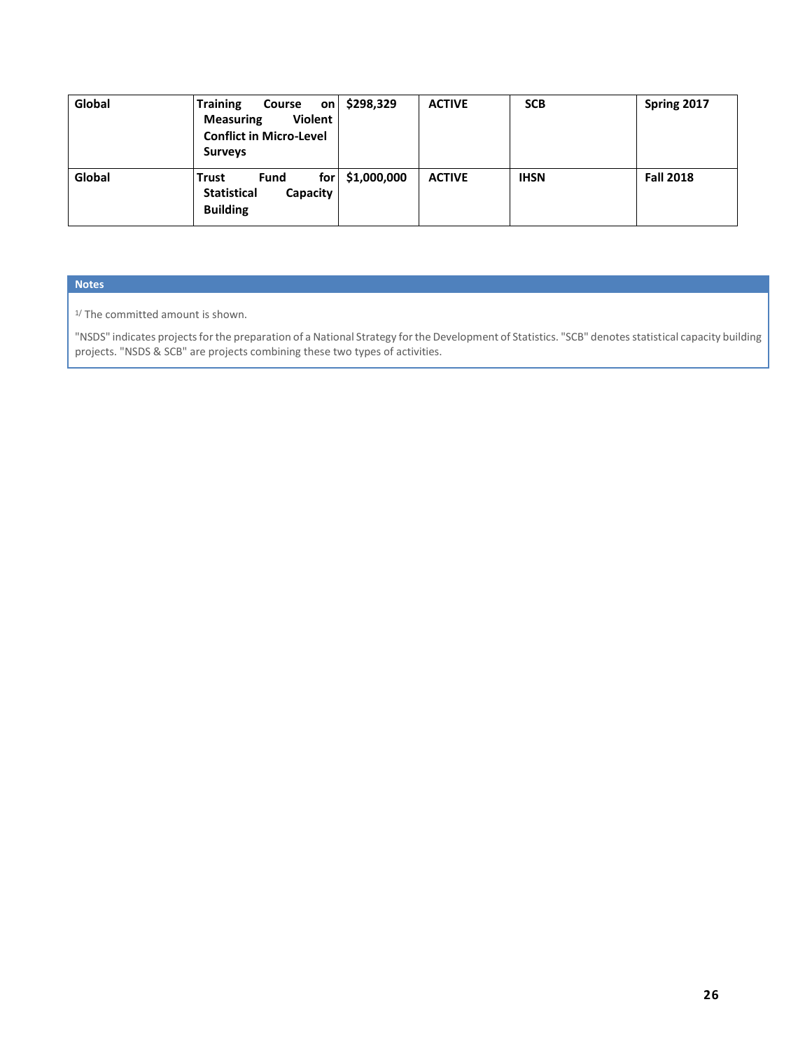| | | | | | |
|---|---|---|---|---|---|
| **Global** | **Training Course on Measuring Violent Conflict in Micro-Level Surveys** | **$298,329** | **ACTIVE** | **SCB** | **Spring 2017** |
| **Global** | **Trust Fund for Statistical Capacity Building** | **$1,000,000** | **ACTIVE** | **IHSN** | **Fall 2018** |

**Notes**

1/ The committed amount is shown.

"NSDS" indicates projects for the preparation of a National Strategy for the Development of Statistics. "SCB" denotes statistical capacity building projects. "NSDS & SCB" are projects combining these two types of activities.